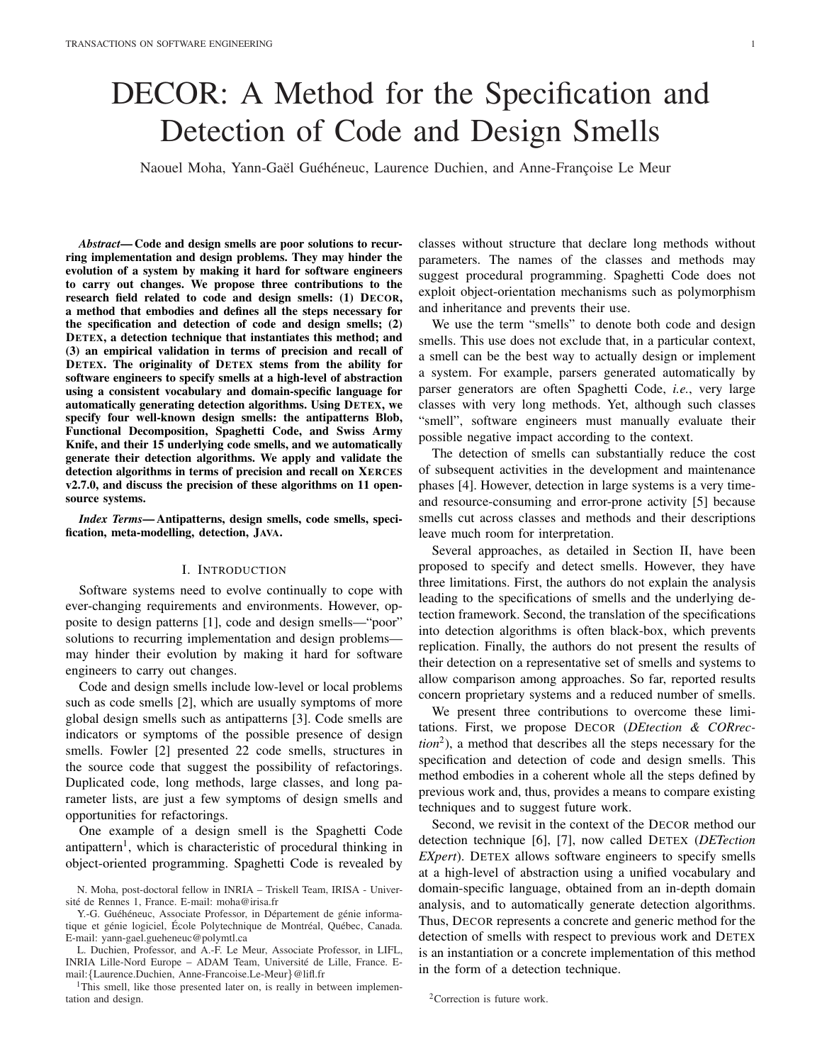# DECOR: A Method for the Specification and Detection of Code and Design Smells

Naouel Moha, Yann-Gaël Guéhéneuc, Laurence Duchien, and Anne-Françoise Le Meur

***Abstract*— Code and design smells are poor solutions to recurring implementation and design problems. They may hinder the evolution of a system by making it hard for software engineers to carry out changes. We propose three contributions to the research field related to code and design smells: (1) DECOR, a method that embodies and defines all the steps necessary for the specification and detection of code and design smells; (2) DETEX, a detection technique that instantiates this method; and (3) an empirical validation in terms of precision and recall of DETEX. The originality of DETEX stems from the ability for software engineers to specify smells at a high-level of abstraction using a consistent vocabulary and domain-specific language for automatically generating detection algorithms. Using DETEX, we specify four well-known design smells: the antipatterns Blob, Functional Decomposition, Spaghetti Code, and Swiss Army Knife, and their 15 underlying code smells, and we automatically generate their detection algorithms. We apply and validate the detection algorithms in terms of precision and recall on XERCES v2.7.0, and discuss the precision of these algorithms on 11 open-source systems.**

***Index Terms*— Antipatterns, design smells, code smells, specification, meta-modelling, detection, JAVA.**

## I. Introduction

Software systems need to evolve continually to cope with ever-changing requirements and environments. However, opposite to design patterns [1], code and design smells—"poor" solutions to recurring implementation and design problems—may hinder their evolution by making it hard for software engineers to carry out changes.

Code and design smells include low-level or local problems such as code smells [2], which are usually symptoms of more global design smells such as antipatterns [3]. Code smells are indicators or symptoms of the possible presence of design smells. Fowler [2] presented 22 code smells, structures in the source code that suggest the possibility of refactorings. Duplicated code, long methods, large classes, and long parameter lists, are just a few symptoms of design smells and opportunities for refactorings.

One example of a design smell is the Spaghetti Code antipattern[1], which is characteristic of procedural thinking in object-oriented programming. Spaghetti Code is revealed by classes without structure that declare long methods without parameters. The names of the classes and methods may suggest procedural programming. Spaghetti Code does not exploit object-orientation mechanisms such as polymorphism and inheritance and prevents their use.

We use the term "smells" to denote both code and design smells. This use does not exclude that, in a particular context, a smell can be the best way to actually design or implement a system. For example, parsers generated automatically by parser generators are often Spaghetti Code, *i.e.*, very large classes with very long methods. Yet, although such classes "smell", software engineers must manually evaluate their possible negative impact according to the context.

The detection of smells can substantially reduce the cost of subsequent activities in the development and maintenance phases [4]. However, detection in large systems is a very time- and resource-consuming and error-prone activity [5] because smells cut across classes and methods and their descriptions leave much room for interpretation.

Several approaches, as detailed in Section II, have been proposed to specify and detect smells. However, they have three limitations. First, the authors do not explain the analysis leading to the specifications of smells and the underlying detection framework. Second, the translation of the specifications into detection algorithms is often black-box, which prevents replication. Finally, the authors do not present the results of their detection on a representative set of smells and systems to allow comparison among approaches. So far, reported results concern proprietary systems and a reduced number of smells.

We present three contributions to overcome these limitations. First, we propose DECOR (*DEtection & CORrection*[2]), a method that describes all the steps necessary for the specification and detection of code and design smells. This method embodies in a coherent whole all the steps defined by previous work and, thus, provides a means to compare existing techniques and to suggest future work.

Second, we revisit in the context of the DECOR method our detection technique [6], [7], now called DETEX (*DETection EXpert*). DETEX allows software engineers to specify smells at a high-level of abstraction using a unified vocabulary and domain-specific language, obtained from an in-depth domain analysis, and to automatically generate detection algorithms. Thus, DECOR represents a concrete and generic method for the detection of smells with respect to previous work and DETEX is an instantiation or a concrete implementation of this method in the form of a detection technique.

---

N. Moha, post-doctoral fellow in INRIA – Triskell Team, IRISA - Université de Rennes 1, France. E-mail: moha@irisa.fr

Y.-G. Guéhéneuc, Associate Professor, in Département de génie informatique et génie logiciel, École Polytechnique de Montréal, Québec, Canada. E-mail: yann-gael.gueheneuc@polymtl.ca

L. Duchien, Professor, and A.-F. Le Meur, Associate Professor, in LIFL, INRIA Lille-Nord Europe – ADAM Team, Université de Lille, France. E-mail:{Laurence.Duchien, Anne-Francoise.Le-Meur}@lifl.fr

[1] This smell, like those presented later on, is really in between implementation and design.

[2] Correction is future work.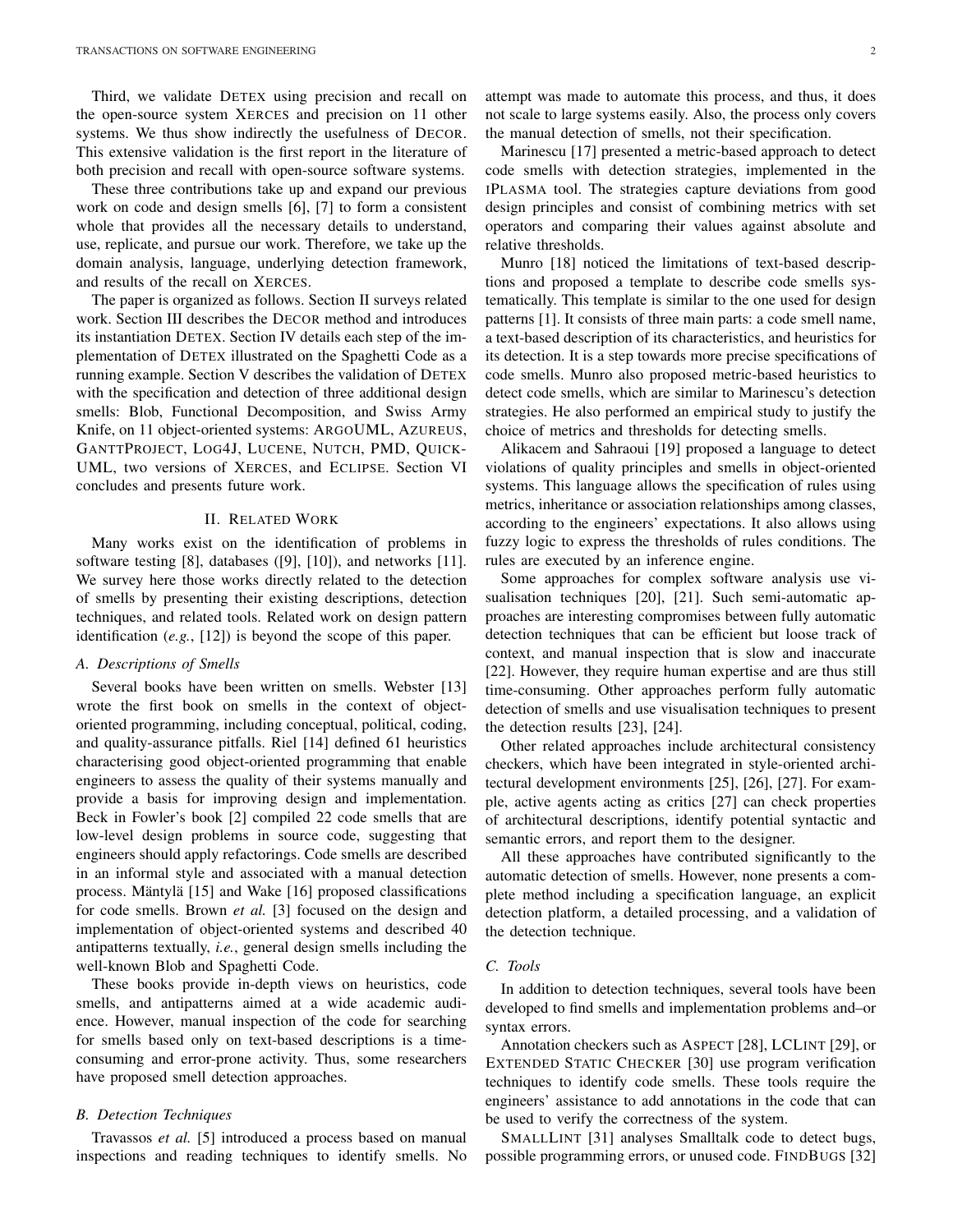Third, we validate DETEX using precision and recall on the open-source system XERCES and precision on 11 other systems. We thus show indirectly the usefulness of DECOR. This extensive validation is the first report in the literature of both precision and recall with open-source software systems.

These three contributions take up and expand our previous work on code and design smells [6], [7] to form a consistent whole that provides all the necessary details to understand, use, replicate, and pursue our work. Therefore, we take up the domain analysis, language, underlying detection framework, and results of the recall on XERCES.

The paper is organized as follows. Section II surveys related work. Section III describes the DECOR method and introduces its instantiation DETEX. Section IV details each step of the implementation of DETEX illustrated on the Spaghetti Code as a running example. Section V describes the validation of DETEX with the specification and detection of three additional design smells: Blob, Functional Decomposition, and Swiss Army Knife, on 11 object-oriented systems: ARGOUML, AZUREUS, GANTTPROJECT, LOG4J, LUCENE, NUTCH, PMD, QUICK-UML, two versions of XERCES, and ECLIPSE. Section VI concludes and presents future work.

## II. RELATED WORK

Many works exist on the identification of problems in software testing [8], databases ([9], [10]), and networks [11]. We survey here those works directly related to the detection of smells by presenting their existing descriptions, detection techniques, and related tools. Related work on design pattern identification (*e.g.*, [12]) is beyond the scope of this paper.

### A. Descriptions of Smells

Several books have been written on smells. Webster [13] wrote the first book on smells in the context of object-oriented programming, including conceptual, political, coding, and quality-assurance pitfalls. Riel [14] defined 61 heuristics characterising good object-oriented programming that enable engineers to assess the quality of their systems manually and provide a basis for improving design and implementation. Beck in Fowler's book [2] compiled 22 code smells that are low-level design problems in source code, suggesting that engineers should apply refactorings. Code smells are described in an informal style and associated with a manual detection process. Mäntylä [15] and Wake [16] proposed classifications for code smells. Brown *et al.* [3] focused on the design and implementation of object-oriented systems and described 40 antipatterns textually, *i.e.*, general design smells including the well-known Blob and Spaghetti Code.

These books provide in-depth views on heuristics, code smells, and antipatterns aimed at a wide academic audience. However, manual inspection of the code for searching for smells based only on text-based descriptions is a time-consuming and error-prone activity. Thus, some researchers have proposed smell detection approaches.

### B. Detection Techniques

Travassos *et al.* [5] introduced a process based on manual inspections and reading techniques to identify smells. No attempt was made to automate this process, and thus, it does not scale to large systems easily. Also, the process only covers the manual detection of smells, not their specification.

Marinescu [17] presented a metric-based approach to detect code smells with detection strategies, implemented in the IPLASMA tool. The strategies capture deviations from good design principles and consist of combining metrics with set operators and comparing their values against absolute and relative thresholds.

Munro [18] noticed the limitations of text-based descriptions and proposed a template to describe code smells systematically. This template is similar to the one used for design patterns [1]. It consists of three main parts: a code smell name, a text-based description of its characteristics, and heuristics for its detection. It is a step towards more precise specifications of code smells. Munro also proposed metric-based heuristics to detect code smells, which are similar to Marinescu's detection strategies. He also performed an empirical study to justify the choice of metrics and thresholds for detecting smells.

Alikacem and Sahraoui [19] proposed a language to detect violations of quality principles and smells in object-oriented systems. This language allows the specification of rules using metrics, inheritance or association relationships among classes, according to the engineers' expectations. It also allows using fuzzy logic to express the thresholds of rules conditions. The rules are executed by an inference engine.

Some approaches for complex software analysis use visualisation techniques [20], [21]. Such semi-automatic approaches are interesting compromises between fully automatic detection techniques that can be efficient but loose track of context, and manual inspection that is slow and inaccurate [22]. However, they require human expertise and are thus still time-consuming. Other approaches perform fully automatic detection of smells and use visualisation techniques to present the detection results [23], [24].

Other related approaches include architectural consistency checkers, which have been integrated in style-oriented architectural development environments [25], [26], [27]. For example, active agents acting as critics [27] can check properties of architectural descriptions, identify potential syntactic and semantic errors, and report them to the designer.

All these approaches have contributed significantly to the automatic detection of smells. However, none presents a complete method including a specification language, an explicit detection platform, a detailed processing, and a validation of the detection technique.

### C. Tools

In addition to detection techniques, several tools have been developed to find smells and implementation problems and–or syntax errors.

Annotation checkers such as ASPECT [28], LCLINT [29], or EXTENDED STATIC CHECKER [30] use program verification techniques to identify code smells. These tools require the engineers' assistance to add annotations in the code that can be used to verify the correctness of the system.

SMALLLINT [31] analyses Smalltalk code to detect bugs, possible programming errors, or unused code. FINDBUGS [32]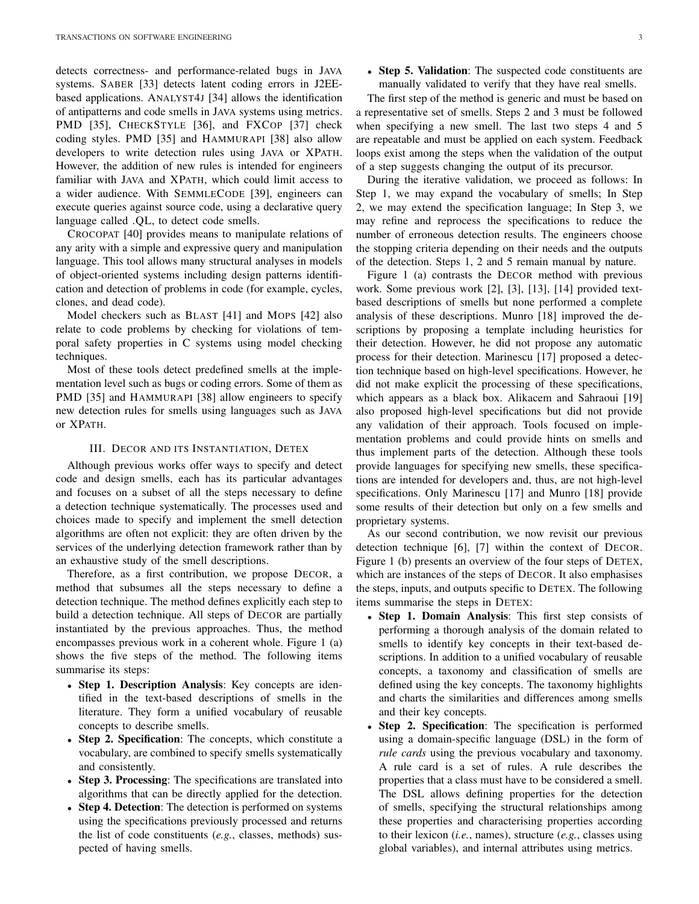detects correctness- and performance-related bugs in JAVA systems. SABER [33] detects latent coding errors in J2EE-based applications. ANALYST4J [34] allows the identification of antipatterns and code smells in JAVA systems using metrics. PMD [35], CHECKSTYLE [36], and FXCOP [37] check coding styles. PMD [35] and HAMMURAPI [38] also allow developers to write detection rules using JAVA or XPATH. However, the addition of new rules is intended for engineers familiar with JAVA and XPATH, which could limit access to a wider audience. With SEMMLECODE [39], engineers can execute queries against source code, using a declarative query language called .QL, to detect code smells.

CROCOPAT [40] provides means to manipulate relations of any arity with a simple and expressive query and manipulation language. This tool allows many structural analyses in models of object-oriented systems including design patterns identification and detection of problems in code (for example, cycles, clones, and dead code).

Model checkers such as BLAST [41] and MOPS [42] also relate to code problems by checking for violations of temporal safety properties in C systems using model checking techniques.

Most of these tools detect predefined smells at the implementation level such as bugs or coding errors. Some of them as PMD [35] and HAMMURAPI [38] allow engineers to specify new detection rules for smells using languages such as JAVA or XPATH.

## III. DECOR and its Instantiation, DETEX

Although previous works offer ways to specify and detect code and design smells, each has its particular advantages and focuses on a subset of all the steps necessary to define a detection technique systematically. The processes used and choices made to specify and implement the smell detection algorithms are often not explicit: they are often driven by the services of the underlying detection framework rather than by an exhaustive study of the smell descriptions.

Therefore, as a first contribution, we propose DECOR, a method that subsumes all the steps necessary to define a detection technique. The method defines explicitly each step to build a detection technique. All steps of DECOR are partially instantiated by the previous approaches. Thus, the method encompasses previous work in a coherent whole. Figure 1 (a) shows the five steps of the method. The following items summarise its steps:

- **Step 1. Description Analysis**: Key concepts are identified in the text-based descriptions of smells in the literature. They form a unified vocabulary of reusable concepts to describe smells.
- **Step 2. Specification**: The concepts, which constitute a vocabulary, are combined to specify smells systematically and consistently.
- **Step 3. Processing**: The specifications are translated into algorithms that can be directly applied for the detection.
- **Step 4. Detection**: The detection is performed on systems using the specifications previously processed and returns the list of code constituents (*e.g.*, classes, methods) suspected of having smells.
- **Step 5. Validation**: The suspected code constituents are manually validated to verify that they have real smells.

The first step of the method is generic and must be based on a representative set of smells. Steps 2 and 3 must be followed when specifying a new smell. The last two steps 4 and 5 are repeatable and must be applied on each system. Feedback loops exist among the steps when the validation of the output of a step suggests changing the output of its precursor.

During the iterative validation, we proceed as follows: In Step 1, we may expand the vocabulary of smells; In Step 2, we may extend the specification language; In Step 3, we may refine and reprocess the specifications to reduce the number of erroneous detection results. The engineers choose the stopping criteria depending on their needs and the outputs of the detection. Steps 1, 2 and 5 remain manual by nature.

Figure 1 (a) contrasts the DECOR method with previous work. Some previous work [2], [3], [13], [14] provided text-based descriptions of smells but none performed a complete analysis of these descriptions. Munro [18] improved the descriptions by proposing a template including heuristics for their detection. However, he did not propose any automatic process for their detection. Marinescu [17] proposed a detection technique based on high-level specifications. However, he did not make explicit the processing of these specifications, which appears as a black box. Alikacem and Sahraoui [19] also proposed high-level specifications but did not provide any validation of their approach. Tools focused on implementation problems and could provide hints on smells and thus implement parts of the detection. Although these tools provide languages for specifying new smells, these specifications are intended for developers and, thus, are not high-level specifications. Only Marinescu [17] and Munro [18] provide some results of their detection but only on a few smells and proprietary systems.

As our second contribution, we now revisit our previous detection technique [6], [7] within the context of DECOR. Figure 1 (b) presents an overview of the four steps of DETEX, which are instances of the steps of DECOR. It also emphasises the steps, inputs, and outputs specific to DETEX. The following items summarise the steps in DETEX:

- **Step 1. Domain Analysis**: This first step consists of performing a thorough analysis of the domain related to smells to identify key concepts in their text-based descriptions. In addition to a unified vocabulary of reusable concepts, a taxonomy and classification of smells are defined using the key concepts. The taxonomy highlights and charts the similarities and differences among smells and their key concepts.
- **Step 2. Specification**: The specification is performed using a domain-specific language (DSL) in the form of *rule cards* using the previous vocabulary and taxonomy. A rule card is a set of rules. A rule describes the properties that a class must have to be considered a smell. The DSL allows defining properties for the detection of smells, specifying the structural relationships among these properties and characterising properties according to their lexicon (*i.e.*, names), structure (*e.g.*, classes using global variables), and internal attributes using metrics.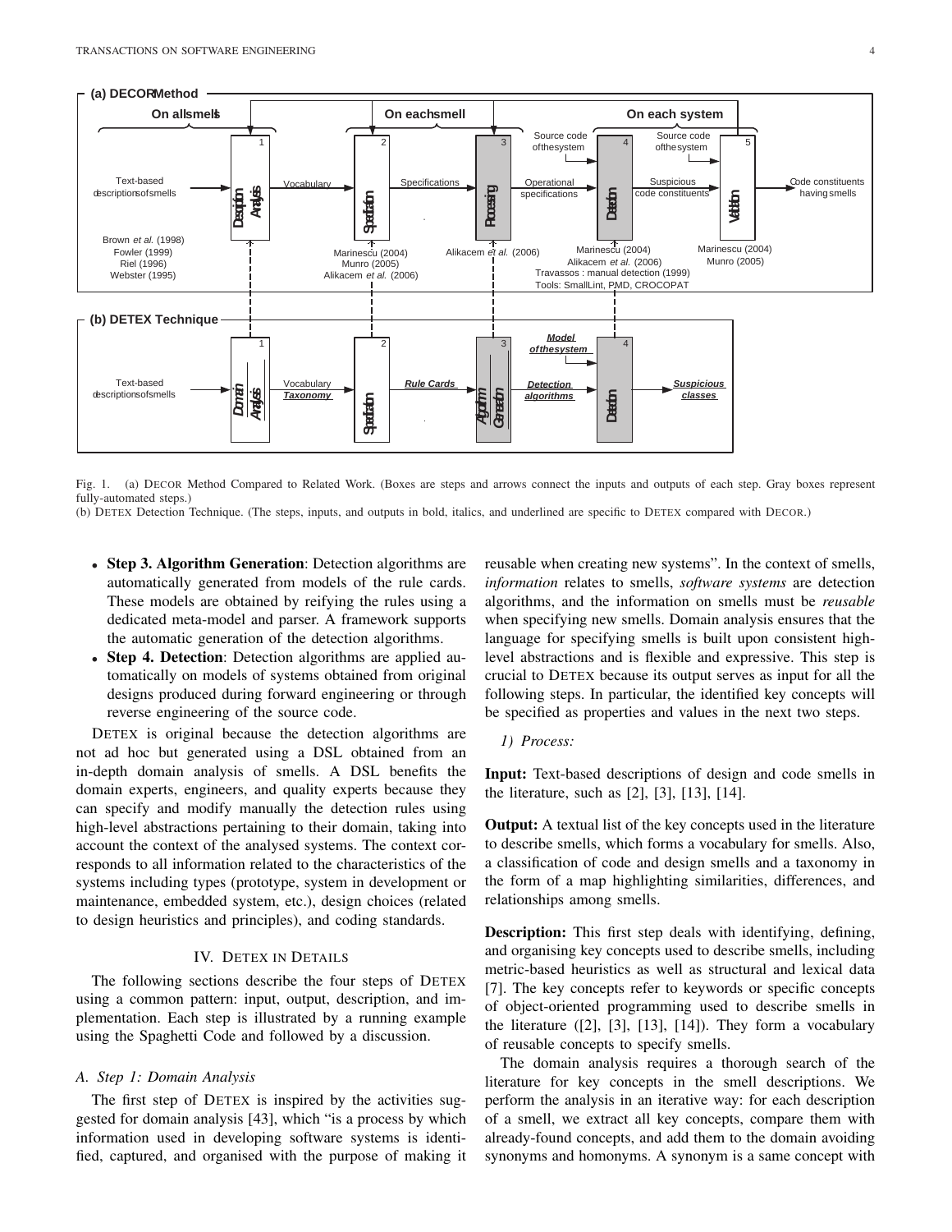Fig. 1. (a) DECOR Method Compared to Related Work. (Boxes are steps and arrows connect the inputs and outputs of each step. Gray boxes represent fully-automated steps.)
(b) DETEX Detection Technique. (The steps, inputs, and outputs in bold, italics, and underlined are specific to DETEX compared with DECOR.)

- **Step 3. Algorithm Generation**: Detection algorithms are automatically generated from models of the rule cards. These models are obtained by reifying the rules using a dedicated meta-model and parser. A framework supports the automatic generation of the detection algorithms.
- **Step 4. Detection**: Detection algorithms are applied automatically on models of systems obtained from original designs produced during forward engineering or through reverse engineering of the source code.

DETEX is original because the detection algorithms are not ad hoc but generated using a DSL obtained from an in-depth domain analysis of smells. A DSL benefits the domain experts, engineers, and quality experts because they can specify and modify manually the detection rules using high-level abstractions pertaining to their domain, taking into account the context of the analysed systems. The context corresponds to all information related to the characteristics of the systems including types (prototype, system in development or maintenance, embedded system, etc.), design choices (related to design heuristics and principles), and coding standards.

## IV. DETEX IN DETAILS

The following sections describe the four steps of DETEX using a common pattern: input, output, description, and implementation. Each step is illustrated by a running example using the Spaghetti Code and followed by a discussion.

### A. Step 1: Domain Analysis

The first step of DETEX is inspired by the activities suggested for domain analysis [43], which "is a process by which information used in developing software systems is identified, captured, and organised with the purpose of making it reusable when creating new systems". In the context of smells, *information* relates to smells, *software systems* are detection algorithms, and the information on smells must be *reusable* when specifying new smells. Domain analysis ensures that the language for specifying smells is built upon consistent high-level abstractions and is flexible and expressive. This step is crucial to DETEX because its output serves as input for all the following steps. In particular, the identified key concepts will be specified as properties and values in the next two steps.

*1) Process:*

**Input:** Text-based descriptions of design and code smells in the literature, such as [2], [3], [13], [14].

**Output:** A textual list of the key concepts used in the literature to describe smells, which forms a vocabulary for smells. Also, a classification of code and design smells and a taxonomy in the form of a map highlighting similarities, differences, and relationships among smells.

**Description:** This first step deals with identifying, defining, and organising key concepts used to describe smells, including metric-based heuristics as well as structural and lexical data [7]. The key concepts refer to keywords or specific concepts of object-oriented programming used to describe smells in the literature ([2], [3], [13], [14]). They form a vocabulary of reusable concepts to specify smells.

The domain analysis requires a thorough search of the literature for key concepts in the smell descriptions. We perform the analysis in an iterative way: for each description of a smell, we extract all key concepts, compare them with already-found concepts, and add them to the domain avoiding synonyms and homonyms. A synonym is a same concept with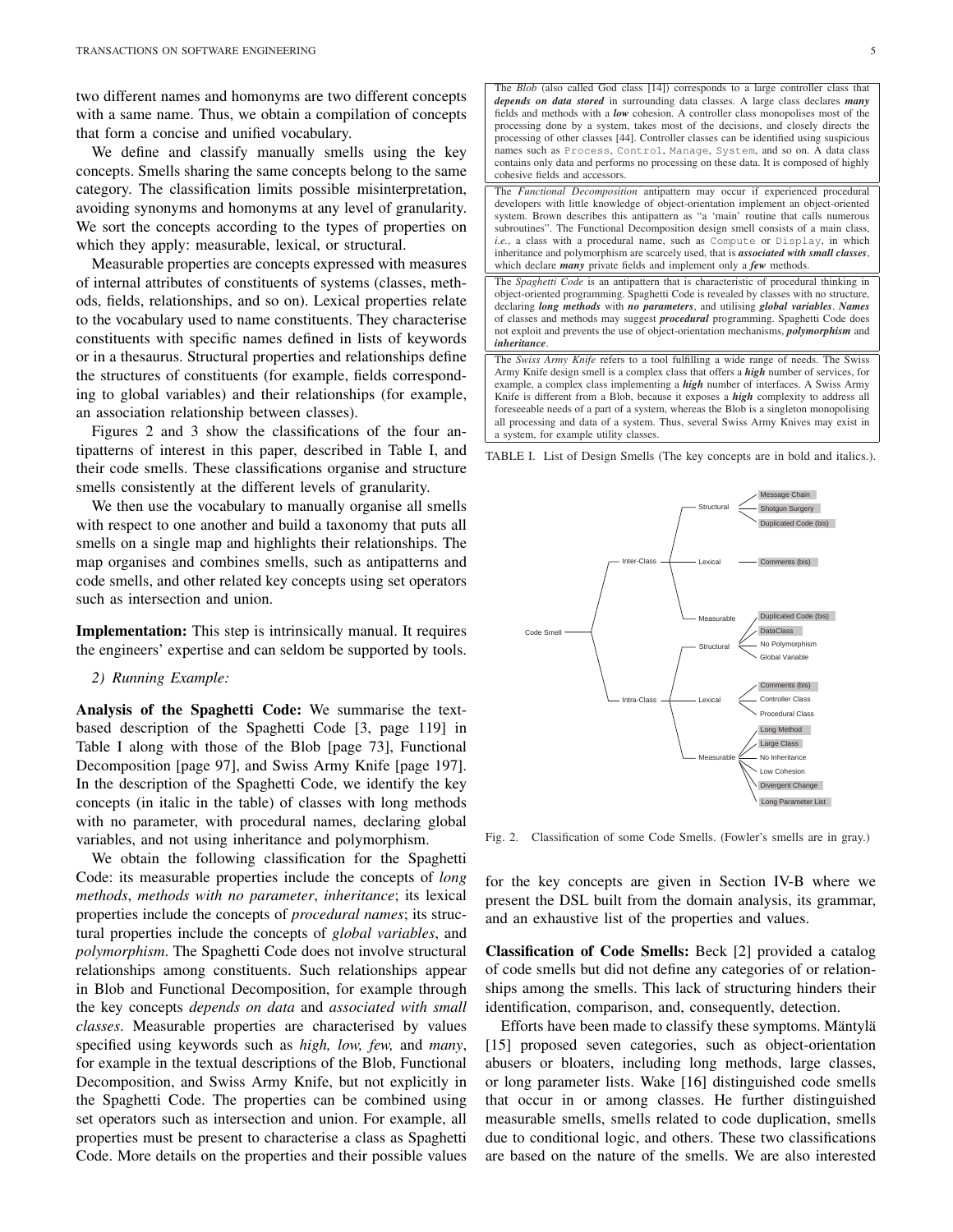two different names and homonyms are two different concepts with a same name. Thus, we obtain a compilation of concepts that form a concise and unified vocabulary.

We define and classify manually smells using the key concepts. Smells sharing the same concepts belong to the same category. The classification limits possible misinterpretation, avoiding synonyms and homonyms at any level of granularity. We sort the concepts according to the types of properties on which they apply: measurable, lexical, or structural.

Measurable properties are concepts expressed with measures of internal attributes of constituents of systems (classes, methods, fields, relationships, and so on). Lexical properties relate to the vocabulary used to name constituents. They characterise constituents with specific names defined in lists of keywords or in a thesaurus. Structural properties and relationships define the structures of constituents (for example, fields corresponding to global variables) and their relationships (for example, an association relationship between classes).

Figures 2 and 3 show the classifications of the four antipatterns of interest in this paper, described in Table I, and their code smells. These classifications organise and structure smells consistently at the different levels of granularity.

We then use the vocabulary to manually organise all smells with respect to one another and build a taxonomy that puts all smells on a single map and highlights their relationships. The map organises and combines smells, such as antipatterns and code smells, and other related key concepts using set operators such as intersection and union.

**Implementation:** This step is intrinsically manual. It requires the engineers' expertise and can seldom be supported by tools.

*2) Running Example:*

**Analysis of the Spaghetti Code:** We summarise the text-based description of the Spaghetti Code [3, page 119] in Table I along with those of the Blob [page 73], Functional Decomposition [page 97], and Swiss Army Knife [page 197]. In the description of the Spaghetti Code, we identify the key concepts (in italic in the table) of classes with long methods with no parameter, with procedural names, declaring global variables, and not using inheritance and polymorphism.

We obtain the following classification for the Spaghetti Code: its measurable properties include the concepts of *long methods*, *methods with no parameter*, *inheritance*; its lexical properties include the concepts of *procedural names*; its structural properties include the concepts of *global variables*, and *polymorphism*. The Spaghetti Code does not involve structural relationships among constituents. Such relationships appear in Blob and Functional Decomposition, for example through the key concepts *depends on data* and *associated with small classes*. Measurable properties are characterised by values specified using keywords such as *high, low, few,* and *many*, for example in the textual descriptions of the Blob, Functional Decomposition, and Swiss Army Knife, but not explicitly in the Spaghetti Code. The properties can be combined using set operators such as intersection and union. For example, all properties must be present to characterise a class as Spaghetti Code. More details on the properties and their possible values for the key concepts are given in Section IV-B where we present the DSL built from the domain analysis, its grammar, and an exhaustive list of the properties and values.

| |
|---|
| The *Blob* (also called God class [14]) corresponds to a large controller class that ***depends on data stored*** in surrounding data classes. A large class declares ***many*** fields and methods with a ***low*** cohesion. A controller class monopolises most of the processing done by a system, takes most of the decisions, and closely directs the processing of other classes [44]. Controller classes can be identified using suspicious names such as `Process`, `Control`, `Manage`, `System`, and so on. A data class contains only data and performs no processing on these data. It is composed of highly cohesive fields and accessors. |
| The *Functional Decomposition* antipattern may occur if experienced procedural developers with little knowledge of object-orientation implement an object-oriented system. Brown describes this antipattern as "a 'main' routine that calls numerous subroutines". The Functional Decomposition design smell consists of a main class, *i.e.*, a class with a procedural name, such as `Compute` or `Display`, in which inheritance and polymorphism are scarcely used, that is ***associated with small classes***, which declare ***many*** private fields and implement only a ***few*** methods. |
| The *Spaghetti Code* is an antipattern that is characteristic of procedural thinking in object-oriented programming. Spaghetti Code is revealed by classes with no structure, declaring ***long methods*** with ***no parameters***, and utilising ***global variables***. ***Names*** of classes and methods may suggest ***procedural*** programming. Spaghetti Code does not exploit and prevents the use of object-orientation mechanisms, ***polymorphism*** and ***inheritance***. |
| The *Swiss Army Knife* refers to a tool fulfilling a wide range of needs. The Swiss Army Knife design smell is a complex class that offers a ***high*** number of services, for example, a complex class implementing a ***high*** number of interfaces. A Swiss Army Knife is different from a Blob, because it exposes a ***high*** complexity to address all foreseeable needs of a part of a system, whereas the Blob is a singleton monopolising all processing and data of a system. Thus, several Swiss Army Knives may exist in a system, for example utility classes. |

TABLE I. List of Design Smells (The key concepts are in bold and italics.).

- Code Smell
  - Inter-Class
    - Structural
      - Message Chain
      - Shotgun Surgery
      - Duplicated Code (bis)
    - Lexical
      - Comments (bis)
    - Measurable
      - Duplicated Code (bis)
  - Intra-Class
    - Structural
      - DataClass
      - No Polymorphism
      - Global Variable
    - Lexical
      - Comments (bis)
      - Controller Class
      - Procedural Class
    - Measurable
      - Long Method
      - Large Class
      - No Inheritance
      - Low Cohesion
      - Divergent Change
      - Long Parameter List

Fig. 2. Classification of some Code Smells. (Fowler's smells are in gray.)

**Classification of Code Smells:** Beck [2] provided a catalog of code smells but did not define any categories of or relationships among the smells. This lack of structuring hinders their identification, comparison, and, consequently, detection.

Efforts have been made to classify these symptoms. Mäntylä [15] proposed seven categories, such as object-orientation abusers or bloaters, including long methods, large classes, or long parameter lists. Wake [16] distinguished code smells that occur in or among classes. He further distinguished measurable smells, smells related to code duplication, smells due to conditional logic, and others. These two classifications are based on the nature of the smells. We are also interested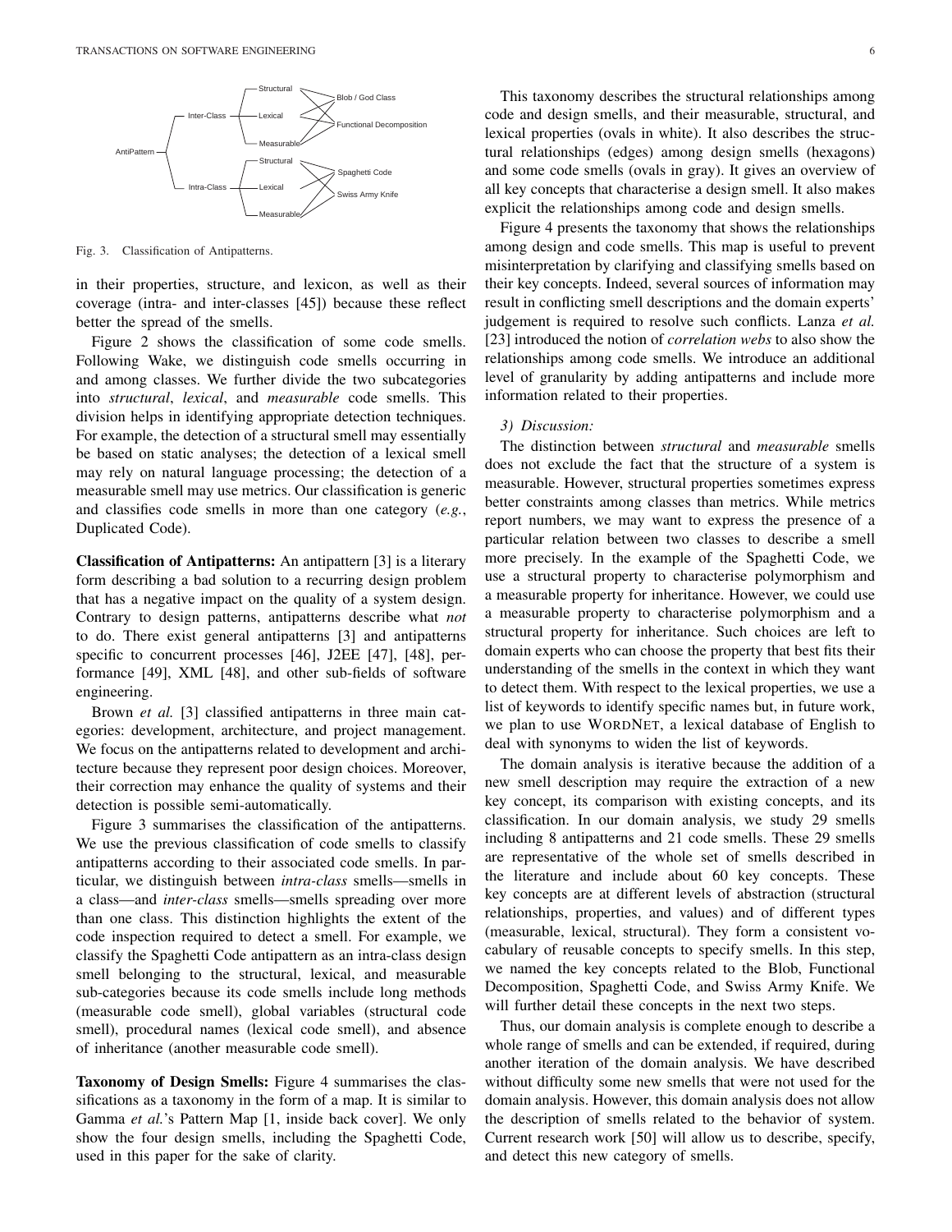Fig. 3. Classification of Antipatterns.

in their properties, structure, and lexicon, as well as their coverage (intra- and inter-classes [45]) because these reflect better the spread of the smells.

Figure 2 shows the classification of some code smells. Following Wake, we distinguish code smells occurring in and among classes. We further divide the two subcategories into *structural*, *lexical*, and *measurable* code smells. This division helps in identifying appropriate detection techniques. For example, the detection of a structural smell may essentially be based on static analyses; the detection of a lexical smell may rely on natural language processing; the detection of a measurable smell may use metrics. Our classification is generic and classifies code smells in more than one category (*e.g.*, Duplicated Code).

**Classification of Antipatterns:** An antipattern [3] is a literary form describing a bad solution to a recurring design problem that has a negative impact on the quality of a system design. Contrary to design patterns, antipatterns describe what *not* to do. There exist general antipatterns [3] and antipatterns specific to concurrent processes [46], J2EE [47], [48], performance [49], XML [48], and other sub-fields of software engineering.

Brown *et al.* [3] classified antipatterns in three main categories: development, architecture, and project management. We focus on the antipatterns related to development and architecture because they represent poor design choices. Moreover, their correction may enhance the quality of systems and their detection is possible semi-automatically.

Figure 3 summarises the classification of the antipatterns. We use the previous classification of code smells to classify antipatterns according to their associated code smells. In particular, we distinguish between *intra-class* smells—smells in a class—and *inter-class* smells—smells spreading over more than one class. This distinction highlights the extent of the code inspection required to detect a smell. For example, we classify the Spaghetti Code antipattern as an intra-class design smell belonging to the structural, lexical, and measurable sub-categories because its code smells include long methods (measurable code smell), global variables (structural code smell), procedural names (lexical code smell), and absence of inheritance (another measurable code smell).

**Taxonomy of Design Smells:** Figure 4 summarises the classifications as a taxonomy in the form of a map. It is similar to Gamma *et al.*'s Pattern Map [1, inside back cover]. We only show the four design smells, including the Spaghetti Code, used in this paper for the sake of clarity.

This taxonomy describes the structural relationships among code and design smells, and their measurable, structural, and lexical properties (ovals in white). It also describes the structural relationships (edges) among design smells (hexagons) and some code smells (ovals in gray). It gives an overview of all key concepts that characterise a design smell. It also makes explicit the relationships among code and design smells.

Figure 4 presents the taxonomy that shows the relationships among design and code smells. This map is useful to prevent misinterpretation by clarifying and classifying smells based on their key concepts. Indeed, several sources of information may result in conflicting smell descriptions and the domain experts' judgement is required to resolve such conflicts. Lanza *et al.* [23] introduced the notion of *correlation webs* to also show the relationships among code smells. We introduce an additional level of granularity by adding antipatterns and include more information related to their properties.

*3) Discussion:*

The distinction between *structural* and *measurable* smells does not exclude the fact that the structure of a system is measurable. However, structural properties sometimes express better constraints among classes than metrics. While metrics report numbers, we may want to express the presence of a particular relation between two classes to describe a smell more precisely. In the example of the Spaghetti Code, we use a structural property to characterise polymorphism and a measurable property for inheritance. However, we could use a measurable property to characterise polymorphism and a structural property for inheritance. Such choices are left to domain experts who can choose the property that best fits their understanding of the smells in the context in which they want to detect them. With respect to the lexical properties, we use a list of keywords to identify specific names but, in future work, we plan to use WORDNET, a lexical database of English to deal with synonyms to widen the list of keywords.

The domain analysis is iterative because the addition of a new smell description may require the extraction of a new key concept, its comparison with existing concepts, and its classification. In our domain analysis, we study 29 smells including 8 antipatterns and 21 code smells. These 29 smells are representative of the whole set of smells described in the literature and include about 60 key concepts. These key concepts are at different levels of abstraction (structural relationships, properties, and values) and of different types (measurable, lexical, structural). They form a consistent vocabulary of reusable concepts to specify smells. In this step, we named the key concepts related to the Blob, Functional Decomposition, Spaghetti Code, and Swiss Army Knife. We will further detail these concepts in the next two steps.

Thus, our domain analysis is complete enough to describe a whole range of smells and can be extended, if required, during another iteration of the domain analysis. We have described without difficulty some new smells that were not used for the domain analysis. However, this domain analysis does not allow the description of smells related to the behavior of system. Current research work [50] will allow us to describe, specify, and detect this new category of smells.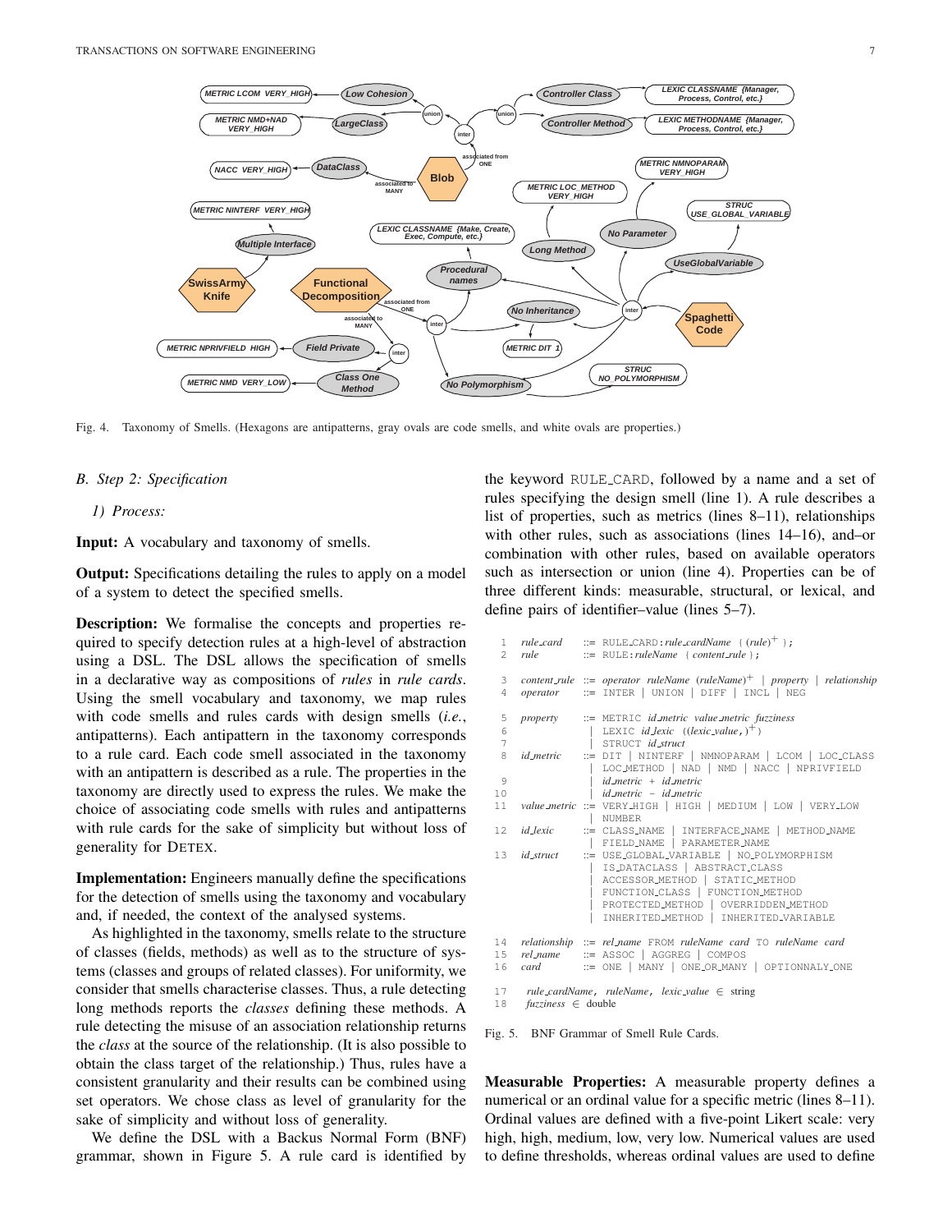Fig. 4. Taxonomy of Smells. (Hexagons are antipatterns, gray ovals are code smells, and white ovals are properties.)

## B. Step 2: Specification

### 1) Process:

**Input:** A vocabulary and taxonomy of smells.

**Output:** Specifications detailing the rules to apply on a model of a system to detect the specified smells.

**Description:** We formalise the concepts and properties required to specify detection rules at a high-level of abstraction using a DSL. The DSL allows the specification of smells in a declarative way as compositions of *rules* in *rule cards*. Using the smell vocabulary and taxonomy, we map rules with code smells and rules cards with design smells (*i.e.*, antipatterns). Each antipattern in the taxonomy corresponds to a rule card. Each code smell associated in the taxonomy with an antipattern is described as a rule. The properties in the taxonomy are directly used to express the rules. We make the choice of associating code smells with rules and antipatterns with rule cards for the sake of simplicity but without loss of generality for DETEX.

**Implementation:** Engineers manually define the specifications for the detection of smells using the taxonomy and vocabulary and, if needed, the context of the analysed systems.

As highlighted in the taxonomy, smells relate to the structure of classes (fields, methods) as well as to the structure of systems (classes and groups of related classes). For uniformity, we consider that smells characterise classes. Thus, a rule detecting long methods reports the *classes* defining these methods. A rule detecting the misuse of an association relationship returns the *class* at the source of the relationship. (It is also possible to obtain the class target of the relationship.) Thus, rules have a consistent granularity and their results can be combined using set operators. We chose class as level of granularity for the sake of simplicity and without loss of generality.

We define the DSL with a Backus Normal Form (BNF) grammar, shown in Figure 5. A rule card is identified by the keyword RULE_CARD, followed by a name and a set of rules specifying the design smell (line 1). A rule describes a list of properties, such as metrics (lines 8–11), relationships with other rules, such as associations (lines 14–16), and–or combination with other rules, based on available operators such as intersection or union (line 4). Properties can be of three different kinds: measurable, structural, or lexical, and define pairs of identifier–value (lines 5–7).

```
1   rule_card     ::= RULE_CARD:rule_cardName { (rule)+ };
2   rule          ::= RULE:ruleName { content_rule };

3   content_rule  ::= operator ruleName (ruleName)+ | property | relationship
4   operator      ::= INTER | UNION | DIFF | INCL | NEG

5   property      ::= METRIC id_metric value_metric fuzziness
6                   | LEXIC id_lexic ((lexic_value,)+)
7                   | STRUCT id_struct
8   id_metric     ::= DIT | NINTERF | NMNOPARAM | LCOM | LOC_CLASS
                    | LOC_METHOD | NAD | NMD | NACC | NPRIVFIELD
9                   | id_metric + id_metric
10                  | id_metric - id_metric
11  value_metric  ::= VERY_HIGH | HIGH | MEDIUM | LOW | VERY_LOW
                    | NUMBER
12  id_lexic      ::= CLASS_NAME | INTERFACE_NAME | METHOD_NAME
                    | FIELD_NAME | PARAMETER_NAME
13  id_struct     ::= USE_GLOBAL_VARIABLE | NO_POLYMORPHISM
                    | IS_DATACLASS | ABSTRACT_CLASS
                    | ACCESSOR_METHOD | STATIC_METHOD
                    | FUNCTION_CLASS | FUNCTION_METHOD
                    | PROTECTED_METHOD | OVERRIDDEN_METHOD
                    | INHERITED_METHOD | INHERITED_VARIABLE

14  relationship  ::= rel_name FROM ruleName card TO ruleName card
15  rel_name      ::= ASSOC | AGGREG | COMPOS
16  card          ::= ONE | MANY | ONE_OR_MANY | OPTIONNALY_ONE

17  rule_cardName, ruleName, lexic_value ∈ string
18  fuzziness ∈ double
```

Fig. 5. BNF Grammar of Smell Rule Cards.

**Measurable Properties:** A measurable property defines a numerical or an ordinal value for a specific metric (lines 8–11). Ordinal values are defined with a five-point Likert scale: very high, high, medium, low, very low. Numerical values are used to define thresholds, whereas ordinal values are used to define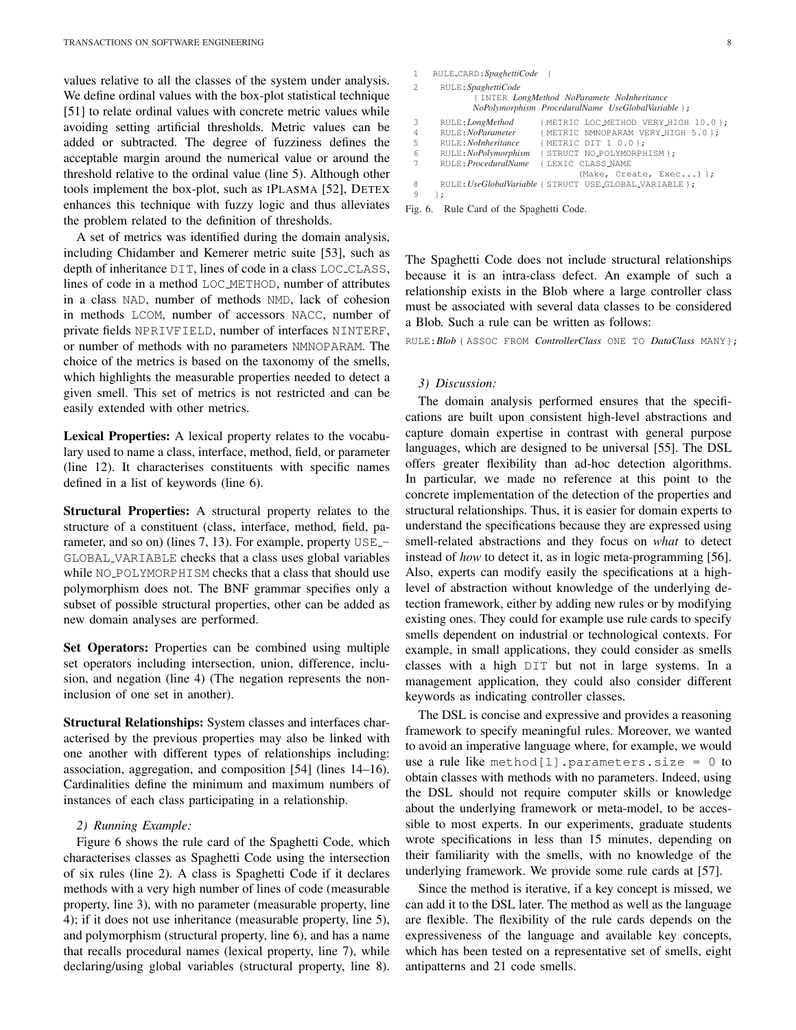values relative to all the classes of the system under analysis. We define ordinal values with the box-plot statistical technique [51] to relate ordinal values with concrete metric values while avoiding setting artificial thresholds. Metric values can be added or subtracted. The degree of fuzziness defines the acceptable margin around the numerical value or around the threshold relative to the ordinal value (line 5). Although other tools implement the box-plot, such as iPLASMA [52], DETEX enhances this technique with fuzzy logic and thus alleviates the problem related to the definition of thresholds.

A set of metrics was identified during the domain analysis, including Chidamber and Kemerer metric suite [53], such as depth of inheritance DIT, lines of code in a class LOC_CLASS, lines of code in a method LOC_METHOD, number of attributes in a class NAD, number of methods NMD, lack of cohesion in methods LCOM, number of accessors NACC, number of private fields NPRIVFIELD, number of interfaces NINTERF, or number of methods with no parameters NMNOPARAM. The choice of the metrics is based on the taxonomy of the smells, which highlights the measurable properties needed to detect a given smell. This set of metrics is not restricted and can be easily extended with other metrics.

**Lexical Properties:** A lexical property relates to the vocabulary used to name a class, interface, method, field, or parameter (line 12). It characterises constituents with specific names defined in a list of keywords (line 6).

**Structural Properties:** A structural property relates to the structure of a constituent (class, interface, method, field, parameter, and so on) (lines 7, 13). For example, property USE_GLOBAL_VARIABLE checks that a class uses global variables while NO_POLYMORPHISM checks that a class that should use polymorphism does not. The BNF grammar specifies only a subset of possible structural properties, other can be added as new domain analyses are performed.

**Set Operators:** Properties can be combined using multiple set operators including intersection, union, difference, inclusion, and negation (line 4) (The negation represents the non-inclusion of one set in another).

**Structural Relationships:** System classes and interfaces characterised by the previous properties may also be linked with one another with different types of relationships including: association, aggregation, and composition [54] (lines 14–16). Cardinalities define the minimum and maximum numbers of instances of each class participating in a relationship.

*2) Running Example:*

Figure 6 shows the rule card of the Spaghetti Code, which characterises classes as Spaghetti Code using the intersection of six rules (line 2). A class is Spaghetti Code if it declares methods with a very high number of lines of code (measurable property, line 3), with no parameter (measurable property, line 4); if it does not use inheritance (measurable property, line 5), and polymorphism (structural property, line 6), and has a name that recalls procedural names (lexical property, line 7), while declaring/using global variables (structural property, line 8).

```
1   RULE_CARD:SpaghettiCode  {
2     RULE:SpaghettiCode
          { INTER LongMethod NoParamete NoInheritance
          NoPolymorphism ProceduralName UseGlobalVariable };
3     RULE:LongMethod       { METRIC LOC_METHOD VERY_HIGH 10.0 };
4     RULE:NoParameter      { METRIC NMNOPARAM VERY_HIGH 5.0 };
5     RULE:NoInheritance    { METRIC DIT 1 0.0 };
6     RULE:NoPolymorphism   { STRUCT NO_POLYMORPHISM };
7     RULE:ProceduralName   { LEXIC CLASS_NAME
                                (Make, Create, Exec...) };
8     RULE:UseGlobalVariable { STRUCT USE_GLOBAL_VARIABLE };
9   };
```

Fig. 6. Rule Card of the Spaghetti Code.

The Spaghetti Code does not include structural relationships because it is an intra-class defect. An example of such a relationship exists in the Blob where a large controller class must be associated with several data classes to be considered a Blob. Such a rule can be written as follows:

```
RULE:Blob { ASSOC FROM ControllerClass ONE TO DataClass MANY};
```

*3) Discussion:*

The domain analysis performed ensures that the specifications are built upon consistent high-level abstractions and capture domain expertise in contrast with general purpose languages, which are designed to be universal [55]. The DSL offers greater flexibility than ad-hoc detection algorithms. In particular, we made no reference at this point to the concrete implementation of the detection of the properties and structural relationships. Thus, it is easier for domain experts to understand the specifications because they are expressed using smell-related abstractions and they focus on *what* to detect instead of *how* to detect it, as in logic meta-programming [56]. Also, experts can modify easily the specifications at a high-level of abstraction without knowledge of the underlying detection framework, either by adding new rules or by modifying existing ones. They could for example use rule cards to specify smells dependent on industrial or technological contexts. For example, in small applications, they could consider as smells classes with a high DIT but not in large systems. In a management application, they could also consider different keywords as indicating controller classes.

The DSL is concise and expressive and provides a reasoning framework to specify meaningful rules. Moreover, we wanted to avoid an imperative language where, for example, we would use a rule like method[1].parameters.size = 0 to obtain classes with methods with no parameters. Indeed, using the DSL should not require computer skills or knowledge about the underlying framework or meta-model, to be accessible to most experts. In our experiments, graduate students wrote specifications in less than 15 minutes, depending on their familiarity with the smells, with no knowledge of the underlying framework. We provide some rule cards at [57].

Since the method is iterative, if a key concept is missed, we can add it to the DSL later. The method as well as the language are flexible. The flexibility of the rule cards depends on the expressiveness of the language and available key concepts, which has been tested on a representative set of smells, eight antipatterns and 21 code smells.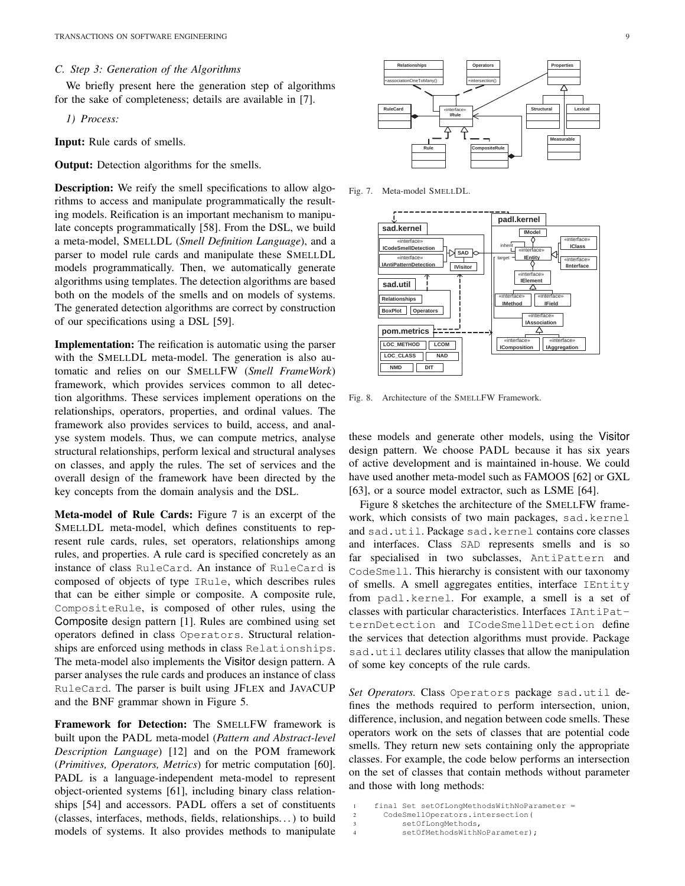### C. Step 3: Generation of the Algorithms

We briefly present here the generation step of algorithms for the sake of completeness; details are available in [7].

*1) Process:*

**Input:** Rule cards of smells.

**Output:** Detection algorithms for the smells.

**Description:** We reify the smell specifications to allow algorithms to access and manipulate programmatically the resulting models. Reification is an important mechanism to manipulate concepts programmatically [58]. From the DSL, we build a meta-model, SMELLDL (*Smell Definition Language*), and a parser to model rule cards and manipulate these SMELLDL models programmatically. Then, we automatically generate algorithms using templates. The detection algorithms are based both on the models of the smells and on models of systems. The generated detection algorithms are correct by construction of our specifications using a DSL [59].

**Implementation:** The reification is automatic using the parser with the SMELLDL meta-model. The generation is also automatic and relies on our SMELLFW (*Smell FrameWork*) framework, which provides services common to all detection algorithms. These services implement operations on the relationships, operators, properties, and ordinal values. The framework also provides services to build, access, and analyse system models. Thus, we can compute metrics, analyse structural relationships, perform lexical and structural analyses on classes, and apply the rules. The set of services and the overall design of the framework have been directed by the key concepts from the domain analysis and the DSL.

**Meta-model of Rule Cards:** Figure 7 is an excerpt of the SMELLDL meta-model, which defines constituents to represent rule cards, rules, set operators, relationships among rules, and properties. A rule card is specified concretely as an instance of class `RuleCard`. An instance of `RuleCard` is composed of objects of type `IRule`, which describes rules that can be either simple or composite. A composite rule, `CompositeRule`, is composed of other rules, using the Composite design pattern [1]. Rules are combined using set operators defined in class `Operators`. Structural relationships are enforced using methods in class `Relationships`. The meta-model also implements the Visitor design pattern. A parser analyses the rule cards and produces an instance of class `RuleCard`. The parser is built using JFLEX and JAVACUP and the BNF grammar shown in Figure 5.

**Framework for Detection:** The SMELLFW framework is built upon the PADL meta-model (*Pattern and Abstract-level Description Language*) [12] and on the POM framework (*Primitives, Operators, Metrics*) for metric computation [60]. PADL is a language-independent meta-model to represent object-oriented systems [61], including binary class relationships [54] and accessors. PADL offers a set of constituents (classes, interfaces, methods, fields, relationships...) to build models of systems. It also provides methods to manipulate these models and generate other models, using the Visitor design pattern. We choose PADL because it has six years of active development and is maintained in-house. We could have used another meta-model such as FAMOOS [62] or GXL [63], or a source model extractor, such as LSME [64].

Fig. 7. Meta-model SMELLDL.

Fig. 8. Architecture of the SMELLFW Framework.

Figure 8 sketches the architecture of the SMELLFW framework, which consists of two main packages, `sad.kernel` and `sad.util`. Package `sad.kernel` contains core classes and interfaces. Class `SAD` represents smells and is so far specialised in two subclasses, `AntiPattern` and `CodeSmell`. This hierarchy is consistent with our taxonomy of smells. A smell aggregates entities, interface `IEntity` from `padl.kernel`. For example, a smell is a set of classes with particular characteristics. Interfaces `IAntiPatternDetection` and `ICodeSmellDetection` define the services that detection algorithms must provide. Package `sad.util` declares utility classes that allow the manipulation of some key concepts of the rule cards.

*Set Operators.* Class `Operators` package `sad.util` defines the methods required to perform intersection, union, difference, inclusion, and negation between code smells. These operators work on the sets of classes that are potential code smells. They return new sets containing only the appropriate classes. For example, the code below performs an intersection on the set of classes that contain methods without parameter and those with long methods:

```
final Set setOfLongMethodsWithNoParameter =
  CodeSmellOperators.intersection(
      setOfLongMethods,
      setOfMethodsWithNoParameter);
```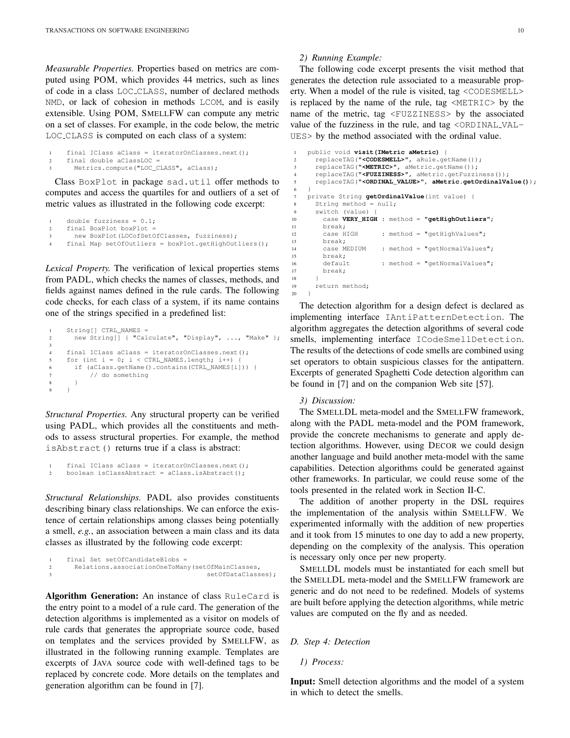*Measurable Properties.* Properties based on metrics are computed using POM, which provides 44 metrics, such as lines of code in a class LOC_CLASS, number of declared methods NMD, or lack of cohesion in methods LCOM, and is easily extensible. Using POM, SMELLFW can compute any metric on a set of classes. For example, in the code below, the metric LOC_CLASS is computed on each class of a system:

```
1    final IClass aClass = iteratorOnClasses.next();
2    final double aClassLOC =
3      Metrics.compute("LOC_CLASS", aClass);
```

Class BoxPlot in package sad.util offer methods to computes and access the quartiles for and outliers of a set of metric values as illustrated in the following code excerpt:

```
1    double fuzziness = 0.1;
2    final BoxPlot boxPlot =
3      new BoxPlot(LOCofSetOfClasses, fuzziness);
4    final Map setOfOutliers = boxPlot.getHighOutliers();
```

*Lexical Property.* The verification of lexical properties stems from PADL, which checks the names of classes, methods, and fields against names defined in the rule cards. The following code checks, for each class of a system, if its name contains one of the strings specified in a predefined list:

```
1    String[] CTRL_NAMES =
2      new String[] { "Calculate", "Display", ..., "Make" };
3
4    final IClass aClass = iteratorOnClasses.next();
5    for (int i = 0; i < CTRL_NAMES.length; i++) {
6      if (aClass.getName().contains(CTRL_NAMES[i])) {
7          // do something
8      }
9    }
```

*Structural Properties.* Any structural property can be verified using PADL, which provides all the constituents and methods to assess structural properties. For example, the method isAbstract() returns true if a class is abstract:

```
1    final IClass aClass = iteratorOnClasses.next();
2    boolean isClassAbstract = aClass.isAbstract();
```

*Structural Relationships.* PADL also provides constituents describing binary class relationships. We can enforce the existence of certain relationships among classes being potentially a smell, *e.g.*, an association between a main class and its data classes as illustrated by the following code excerpt:

```
1    final Set setOfCandidateBlobs =
2      Relations.associationOneToMany(setOfMainClasses,
3                                       setOfDataClasses);
```

**Algorithm Generation:** An instance of class RuleCard is the entry point to a model of a rule card. The generation of the detection algorithms is implemented as a visitor on models of rule cards that generates the appropriate source code, based on templates and the services provided by SMELLFW, as illustrated in the following running example. Templates are excerpts of JAVA source code with well-defined tags to be replaced by concrete code. More details on the templates and generation algorithm can be found in [7].

*2) Running Example:*

The following code excerpt presents the visit method that generates the detection rule associated to a measurable property. When a model of the rule is visited, tag <CODESMELL> is replaced by the name of the rule, tag <METRIC> by the name of the metric, tag <FUZZINESS> by the associated value of the fuzziness in the rule, and tag <ORDINAL_VALUES> by the method associated with the ordinal value.

```
1   public void visit(IMetric aMetric) {
2     replaceTAG("<CODESMELL>", aRule.getName());
3     replaceTAG("<METRIC>", aMetric.getName());
4     replaceTAG("<FUZZINESS>", aMetric.getFuzziness());
5     replaceTAG("<ORDINAL_VALUES>", aMetric.getOrdinalValue());
6   }
7   private String getOrdinalValue(int value) {
8     String method = null;
9     switch (value) {
10      case VERY_HIGH : method = "getHighOutliers";
11      break;
12      case HIGH      : method = "getHighValues";
13      break;
14      case MEDIUM    : method = "getNormalValues";
15      break;
16      default        : method = "getNormalValues";
17      break;
18    }
19    return method;
20  }
```

The detection algorithm for a design defect is declared as implementing interface IAntiPatternDetection. The algorithm aggregates the detection algorithms of several code smells, implementing interface ICodeSmellDetection. The results of the detections of code smells are combined using set operators to obtain suspicious classes for the antipattern. Excerpts of generated Spaghetti Code detection algorithm can be found in [7] and on the companion Web site [57].

*3) Discussion:*

The SMELLDL meta-model and the SMELLFW framework, along with the PADL meta-model and the POM framework, provide the concrete mechanisms to generate and apply detection algorithms. However, using DECOR we could design another language and build another meta-model with the same capabilities. Detection algorithms could be generated against other frameworks. In particular, we could reuse some of the tools presented in the related work in Section II-C.

The addition of another property in the DSL requires the implementation of the analysis within SMELLFW. We experimented informally with the addition of new properties and it took from 15 minutes to one day to add a new property, depending on the complexity of the analysis. This operation is necessary only once per new property.

SMELLDL models must be instantiated for each smell but the SMELLDL meta-model and the SMELLFW framework are generic and do not need to be redefined. Models of systems are built before applying the detection algorithms, while metric values are computed on the fly and as needed.

### *D. Step 4: Detection*

*1) Process:*

**Input:** Smell detection algorithms and the model of a system in which to detect the smells.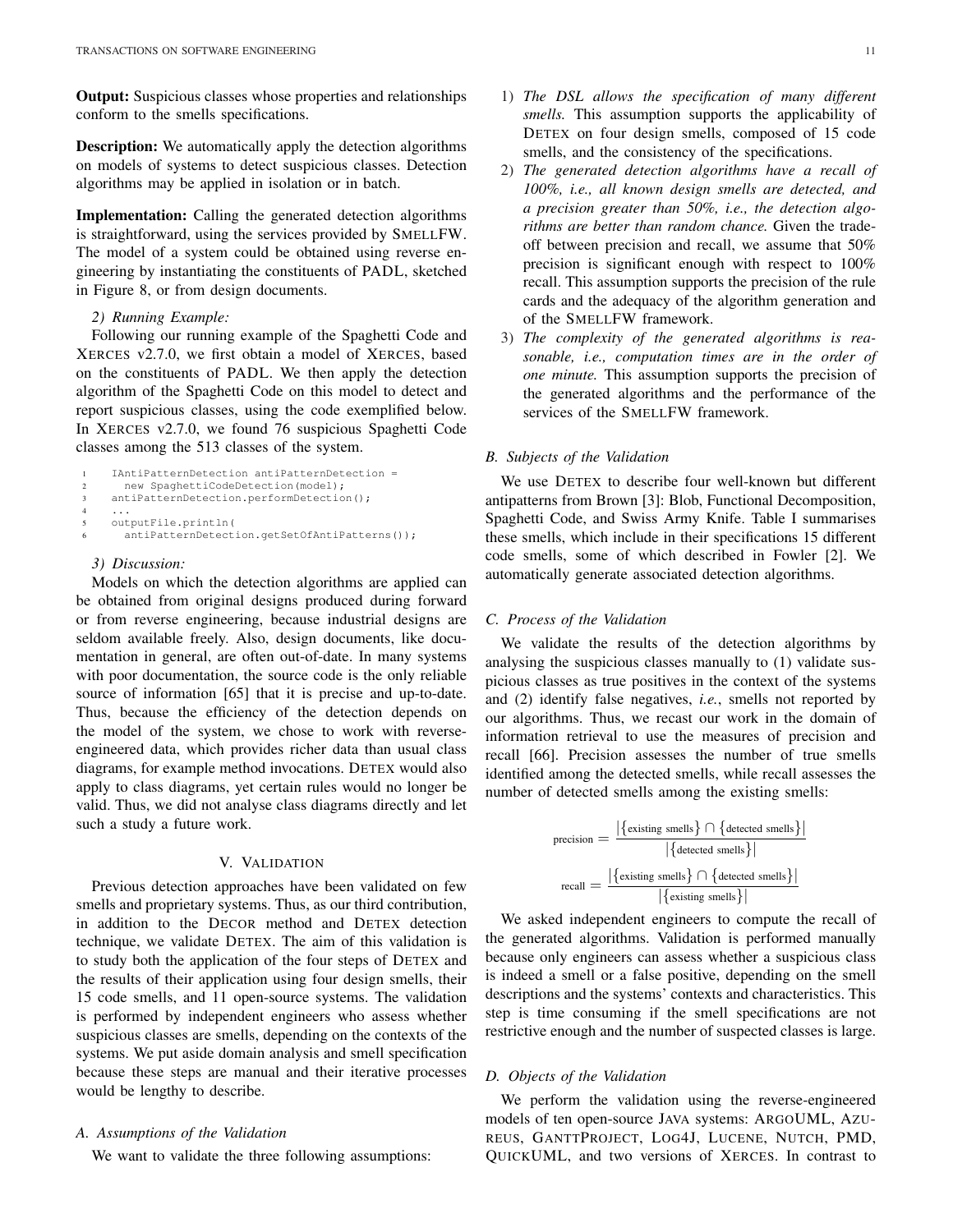**Output:** Suspicious classes whose properties and relationships conform to the smells specifications.

**Description:** We automatically apply the detection algorithms on models of systems to detect suspicious classes. Detection algorithms may be applied in isolation or in batch.

**Implementation:** Calling the generated detection algorithms is straightforward, using the services provided by SMELLFW. The model of a system could be obtained using reverse engineering by instantiating the constituents of PADL, sketched in Figure 8, or from design documents.

*2) Running Example:*

Following our running example of the Spaghetti Code and XERCES v2.7.0, we first obtain a model of XERCES, based on the constituents of PADL. We then apply the detection algorithm of the Spaghetti Code on this model to detect and report suspicious classes, using the code exemplified below. In XERCES v2.7.0, we found 76 suspicious Spaghetti Code classes among the 513 classes of the system.

```
IAntiPatternDetection antiPatternDetection =
  new SpaghettiCodeDetection(model);
antiPatternDetection.performDetection();
...
outputFile.println(
  antiPatternDetection.getSetOfAntiPatterns());
```

*3) Discussion:*

Models on which the detection algorithms are applied can be obtained from original designs produced during forward or from reverse engineering, because industrial designs are seldom available freely. Also, design documents, like documentation in general, are often out-of-date. In many systems with poor documentation, the source code is the only reliable source of information [65] that it is precise and up-to-date. Thus, because the efficiency of the detection depends on the model of the system, we chose to work with reverse-engineered data, which provides richer data than usual class diagrams, for example method invocations. DETEX would also apply to class diagrams, yet certain rules would no longer be valid. Thus, we did not analyse class diagrams directly and let such a study a future work.

## V. VALIDATION

Previous detection approaches have been validated on few smells and proprietary systems. Thus, as our third contribution, in addition to the DECOR method and DETEX detection technique, we validate DETEX. The aim of this validation is to study both the application of the four steps of DETEX and the results of their application using four design smells, their 15 code smells, and 11 open-source systems. The validation is performed by independent engineers who assess whether suspicious classes are smells, depending on the contexts of the systems. We put aside domain analysis and smell specification because these steps are manual and their iterative processes would be lengthy to describe.

### A. Assumptions of the Validation

We want to validate the three following assumptions:

1) *The DSL allows the specification of many different smells.* This assumption supports the applicability of DETEX on four design smells, composed of 15 code smells, and the consistency of the specifications.
2) *The generated detection algorithms have a recall of 100%, i.e., all known design smells are detected, and a precision greater than 50%, i.e., the detection algorithms are better than random chance.* Given the trade-off between precision and recall, we assume that 50% precision is significant enough with respect to 100% recall. This assumption supports the precision of the rule cards and the adequacy of the algorithm generation and of the SMELLFW framework.
3) *The complexity of the generated algorithms is reasonable, i.e., computation times are in the order of one minute.* This assumption supports the precision of the generated algorithms and the performance of the services of the SMELLFW framework.

### B. Subjects of the Validation

We use DETEX to describe four well-known but different antipatterns from Brown [3]: Blob, Functional Decomposition, Spaghetti Code, and Swiss Army Knife. Table I summarises these smells, which include in their specifications 15 different code smells, some of which described in Fowler [2]. We automatically generate associated detection algorithms.

### C. Process of the Validation

We validate the results of the detection algorithms by analysing the suspicious classes manually to (1) validate suspicious classes as true positives in the context of the systems and (2) identify false negatives, *i.e.*, smells not reported by our algorithms. Thus, we recast our work in the domain of information retrieval to use the measures of precision and recall [66]. Precision assesses the number of true smells identified among the detected smells, while recall assesses the number of detected smells among the existing smells:

$$\text{precision} = \frac{\left|\{\text{existing smells}\} \cap \{\text{detected smells}\}\right|}{\left|\{\text{detected smells}\}\right|}$$

$$\text{recall} = \frac{\left|\{\text{existing smells}\} \cap \{\text{detected smells}\}\right|}{\left|\{\text{existing smells}\}\right|}$$

We asked independent engineers to compute the recall of the generated algorithms. Validation is performed manually because only engineers can assess whether a suspicious class is indeed a smell or a false positive, depending on the smell descriptions and the systems' contexts and characteristics. This step is time consuming if the smell specifications are not restrictive enough and the number of suspected classes is large.

### D. Objects of the Validation

We perform the validation using the reverse-engineered models of ten open-source JAVA systems: ARGOUML, AZUREUS, GANTTPROJECT, LOG4J, LUCENE, NUTCH, PMD, QUICKUML, and two versions of XERCES. In contrast to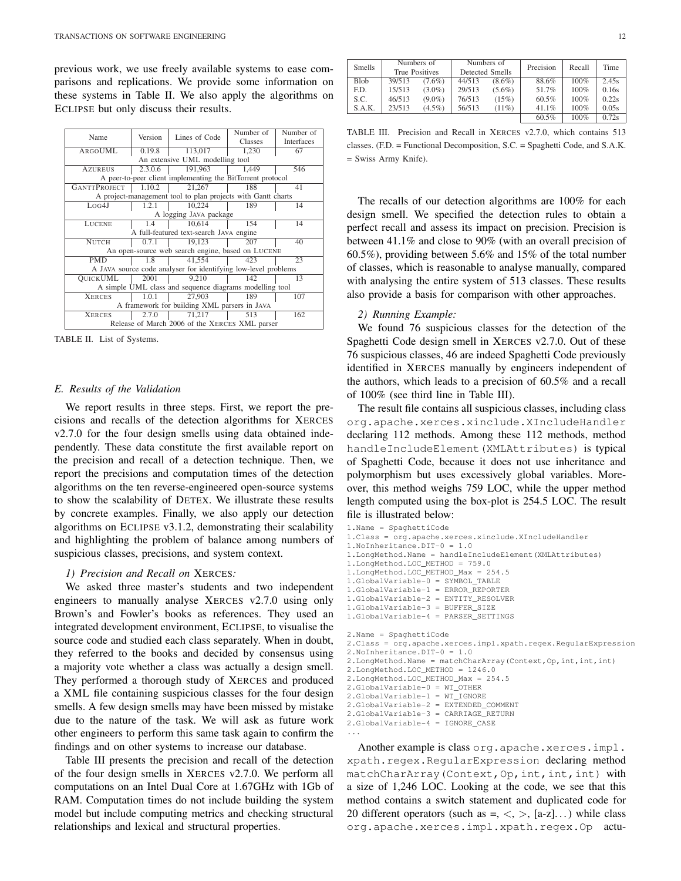previous work, we use freely available systems to ease comparisons and replications. We provide some information on these systems in Table II. We also apply the algorithms on ECLIPSE but only discuss their results.

| Name | Version | Lines of Code | Number of Classes | Number of Interfaces |
|---|---|---|---|---|
| ARGOUML | 0.19.8 | 113,017 | 1,230 | 67 |
| An extensive UML modelling tool | | | | |
| AZUREUS | 2.3.0.6 | 191,963 | 1,449 | 546 |
| A peer-to-peer client implementing the BitTorrent protocol | | | | |
| GANTTPROJECT | 1.10.2 | 21,267 | 188 | 41 |
| A project-management tool to plan projects with Gantt charts | | | | |
| LOG4J | 1.2.1 | 10,224 | 189 | 14 |
| A logging JAVA package | | | | |
| LUCENE | 1.4 | 10,614 | 154 | 14 |
| A full-featured text-search JAVA engine | | | | |
| NUTCH | 0.7.1 | 19,123 | 207 | 40 |
| An open-source web search engine, based on LUCENE | | | | |
| PMD | 1.8 | 41,554 | 423 | 23 |
| A JAVA source code analyser for identifying low-level problems | | | | |
| QUICKUML | 2001 | 9,210 | 142 | 13 |
| A simple UML class and sequence diagrams modelling tool | | | | |
| XERCES | 1.0.1 | 27,903 | 189 | 107 |
| A framework for building XML parsers in JAVA | | | | |
| XERCES | 2.7.0 | 71,217 | 513 | 162 |
| Release of March 2006 of the XERCES XML parser | | | | |

TABLE II. List of Systems.

### E. Results of the Validation

We report results in three steps. First, we report the precisions and recalls of the detection algorithms for XERCES v2.7.0 for the four design smells using data obtained independently. These data constitute the first available report on the precision and recall of a detection technique. Then, we report the precisions and computation times of the detection algorithms on the ten reverse-engineered open-source systems to show the scalability of DETEX. We illustrate these results by concrete examples. Finally, we also apply our detection algorithms on ECLIPSE v3.1.2, demonstrating their scalability and highlighting the problem of balance among numbers of suspicious classes, precisions, and system context.

#### 1) Precision and Recall on XERCES:

We asked three master's students and two independent engineers to manually analyse XERCES v2.7.0 using only Brown's and Fowler's books as references. They used an integrated development environment, ECLIPSE, to visualise the source code and studied each class separately. When in doubt, they referred to the books and decided by consensus using a majority vote whether a class was actually a design smell. They performed a thorough study of XERCES and produced a XML file containing suspicious classes for the four design smells. A few design smells may have been missed by mistake due to the nature of the task. We will ask as future work other engineers to perform this same task again to confirm the findings and on other systems to increase our database.

Table III presents the precision and recall of the detection of the four design smells in XERCES v2.7.0. We perform all computations on an Intel Dual Core at 1.67GHz with 1Gb of RAM. Computation times do not include building the system model but include computing metrics and checking structural relationships and lexical and structural properties.

| Smells | Numbers of True Positives | | Numbers of Detected Smells | | Precision | Recall | Time |
|---|---|---|---|---|---|---|---|
| Blob | 39/513 | (7.6%) | 44/513 | (8.6%) | 88.6% | 100% | 2.45s |
| F.D. | 15/513 | (3.0%) | 29/513 | (5.6%) | 51.7% | 100% | 0.16s |
| S.C. | 46/513 | (9.0%) | 76/513 | (15%) | 60.5% | 100% | 0.22s |
| S.A.K. | 23/513 | (4.5%) | 56/513 | (11%) | 41.1% | 100% | 0.05s |
| | | | | | 60.5% | 100% | 0.72s |

TABLE III. Precision and Recall in XERCES v2.7.0, which contains 513 classes. (F.D. = Functional Decomposition, S.C. = Spaghetti Code, and S.A.K. = Swiss Army Knife).

The recalls of our detection algorithms are 100% for each design smell. We specified the detection rules to obtain a perfect recall and assess its impact on precision. Precision is between 41.1% and close to 90% (with an overall precision of 60.5%), providing between 5.6% and 15% of the total number of classes, which is reasonable to analyse manually, compared with analysing the entire system of 513 classes. These results also provide a basis for comparison with other approaches.

#### 2) Running Example:

We found 76 suspicious classes for the detection of the Spaghetti Code design smell in XERCES v2.7.0. Out of these 76 suspicious classes, 46 are indeed Spaghetti Code previously identified in XERCES manually by engineers independent of the authors, which leads to a precision of 60.5% and a recall of 100% (see third line in Table III).

The result file contains all suspicious classes, including class `org.apache.xerces.xinclude.XIncludeHandler` declaring 112 methods. Among these 112 methods, method `handleIncludeElement(XMLAttributes)` is typical of Spaghetti Code, because it does not use inheritance and polymorphism but uses excessively global variables. Moreover, this method weighs 759 LOC, while the upper method length computed using the box-plot is 254.5 LOC. The result file is illustrated below:

```
1.Name = SpaghettiCode
1.Class = org.apache.xerces.xinclude.XIncludeHandler
1.NoInheritance.DIT-0 = 1.0
1.LongMethod.Name = handleIncludeElement(XMLAttributes)
1.LongMethod.LOC_METHOD = 759.0
1.LongMethod.LOC_METHOD_Max = 254.5
1.GlobalVariable-0 = SYMBOL_TABLE
1.GlobalVariable-1 = ERROR_REPORTER
1.GlobalVariable-2 = ENTITY_RESOLVER
1.GlobalVariable-3 = BUFFER_SIZE
1.GlobalVariable-4 = PARSER_SETTINGS

2.Name = SpaghettiCode
2.Class = org.apache.xerces.impl.xpath.regex.RegularExpression
2.NoInheritance.DIT-0 = 1.0
2.LongMethod.Name = matchCharArray(Context,Op,int,int,int)
2.LongMethod.LOC_METHOD = 1246.0
2.LongMethod.LOC_METHOD_Max = 254.5
2.GlobalVariable-0 = WT_OTHER
2.GlobalVariable-1 = WT_IGNORE
2.GlobalVariable-2 = EXTENDED_COMMENT
2.GlobalVariable-3 = CARRIAGE_RETURN
2.GlobalVariable-4 = IGNORE_CASE
...
```

Another example is class `org.apache.xerces.impl.xpath.regex.RegularExpression` declaring method `matchCharArray(Context,Op,int,int,int)` with a size of 1,246 LOC. Looking at the code, we see that this method contains a switch statement and duplicated code for 20 different operators (such as =, <, >, [a-z]...) while class `org.apache.xerces.impl.xpath.regex.Op` actu-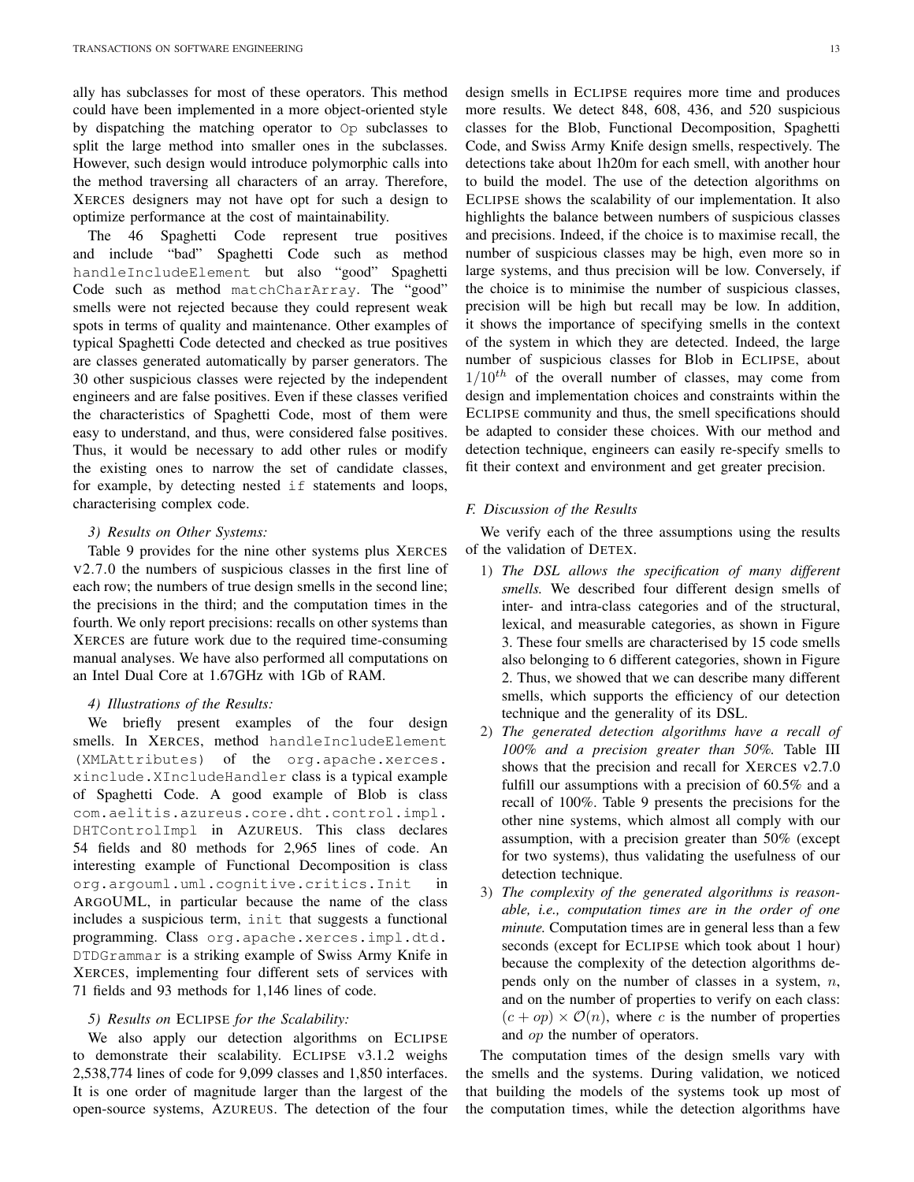ally has subclasses for most of these operators. This method could have been implemented in a more object-oriented style by dispatching the matching operator to `Op` subclasses to split the large method into smaller ones in the subclasses. However, such design would introduce polymorphic calls into the method traversing all characters of an array. Therefore, XERCES designers may not have opt for such a design to optimize performance at the cost of maintainability.

The 46 Spaghetti Code represent true positives and include "bad" Spaghetti Code such as method `handleIncludeElement` but also "good" Spaghetti Code such as method `matchCharArray`. The "good" smells were not rejected because they could represent weak spots in terms of quality and maintenance. Other examples of typical Spaghetti Code detected and checked as true positives are classes generated automatically by parser generators. The 30 other suspicious classes were rejected by the independent engineers and are false positives. Even if these classes verified the characteristics of Spaghetti Code, most of them were easy to understand, and thus, were considered false positives. Thus, it would be necessary to add other rules or modify the existing ones to narrow the set of candidate classes, for example, by detecting nested `if` statements and loops, characterising complex code.

*3) Results on Other Systems:*

Table 9 provides for the nine other systems plus XERCES v2.7.0 the numbers of suspicious classes in the first line of each row; the numbers of true design smells in the second line; the precisions in the third; and the computation times in the fourth. We only report precisions: recalls on other systems than XERCES are future work due to the required time-consuming manual analyses. We have also performed all computations on an Intel Dual Core at 1.67GHz with 1Gb of RAM.

*4) Illustrations of the Results:*

We briefly present examples of the four design smells. In XERCES, method `handleIncludeElement (XMLAttributes)` of the `org.apache.xerces.xinclude.XIncludeHandler` class is a typical example of Spaghetti Code. A good example of Blob is class `com.aelitis.azureus.core.dht.control.impl.DHTControlImpl` in AZUREUS. This class declares 54 fields and 80 methods for 2,965 lines of code. An interesting example of Functional Decomposition is class `org.argouml.uml.cognitive.critics.Init` in ARGOUML, in particular because the name of the class includes a suspicious term, `init` that suggests a functional programming. Class `org.apache.xerces.impl.dtd.DTDGrammar` is a striking example of Swiss Army Knife in XERCES, implementing four different sets of services with 71 fields and 93 methods for 1,146 lines of code.

*5) Results on ECLIPSE for the Scalability:*

We also apply our detection algorithms on ECLIPSE to demonstrate their scalability. ECLIPSE v3.1.2 weighs 2,538,774 lines of code for 9,099 classes and 1,850 interfaces. It is one order of magnitude larger than the largest of the open-source systems, AZUREUS. The detection of the four design smells in ECLIPSE requires more time and produces more results. We detect 848, 608, 436, and 520 suspicious classes for the Blob, Functional Decomposition, Spaghetti Code, and Swiss Army Knife design smells, respectively. The detections take about 1h20m for each smell, with another hour to build the model. The use of the detection algorithms on ECLIPSE shows the scalability of our implementation. It also highlights the balance between numbers of suspicious classes and precisions. Indeed, if the choice is to maximise recall, the number of suspicious classes may be high, even more so in large systems, and thus precision will be low. Conversely, if the choice is to minimise the number of suspicious classes, precision will be high but recall may be low. In addition, it shows the importance of specifying smells in the context of the system in which they are detected. Indeed, the large number of suspicious classes for Blob in ECLIPSE, about $1/10^{th}$ of the overall number of classes, may come from design and implementation choices and constraints within the ECLIPSE community and thus, the smell specifications should be adapted to consider these choices. With our method and detection technique, engineers can easily re-specify smells to fit their context and environment and get greater precision.

### F. Discussion of the Results

We verify each of the three assumptions using the results of the validation of DETEX.

1) *The DSL allows the specification of many different smells.* We described four different design smells of inter- and intra-class categories and of the structural, lexical, and measurable categories, as shown in Figure 3. These four smells are characterised by 15 code smells also belonging to 6 different categories, shown in Figure 2. Thus, we showed that we can describe many different smells, which supports the efficiency of our detection technique and the generality of its DSL.
2) *The generated detection algorithms have a recall of 100% and a precision greater than 50%.* Table III shows that the precision and recall for XERCES v2.7.0 fulfill our assumptions with a precision of 60.5% and a recall of 100%. Table 9 presents the precisions for the other nine systems, which almost all comply with our assumption, with a precision greater than 50% (except for two systems), thus validating the usefulness of our detection technique.
3) *The complexity of the generated algorithms is reasonable, i.e., computation times are in the order of one minute.* Computation times are in general less than a few seconds (except for ECLIPSE which took about 1 hour) because the complexity of the detection algorithms depends only on the number of classes in a system, $n$, and on the number of properties to verify on each class: $(c + op) \times \mathcal{O}(n)$, where $c$ is the number of properties and $op$ the number of operators.

The computation times of the design smells vary with the smells and the systems. During validation, we noticed that building the models of the systems took up most of the computation times, while the detection algorithms have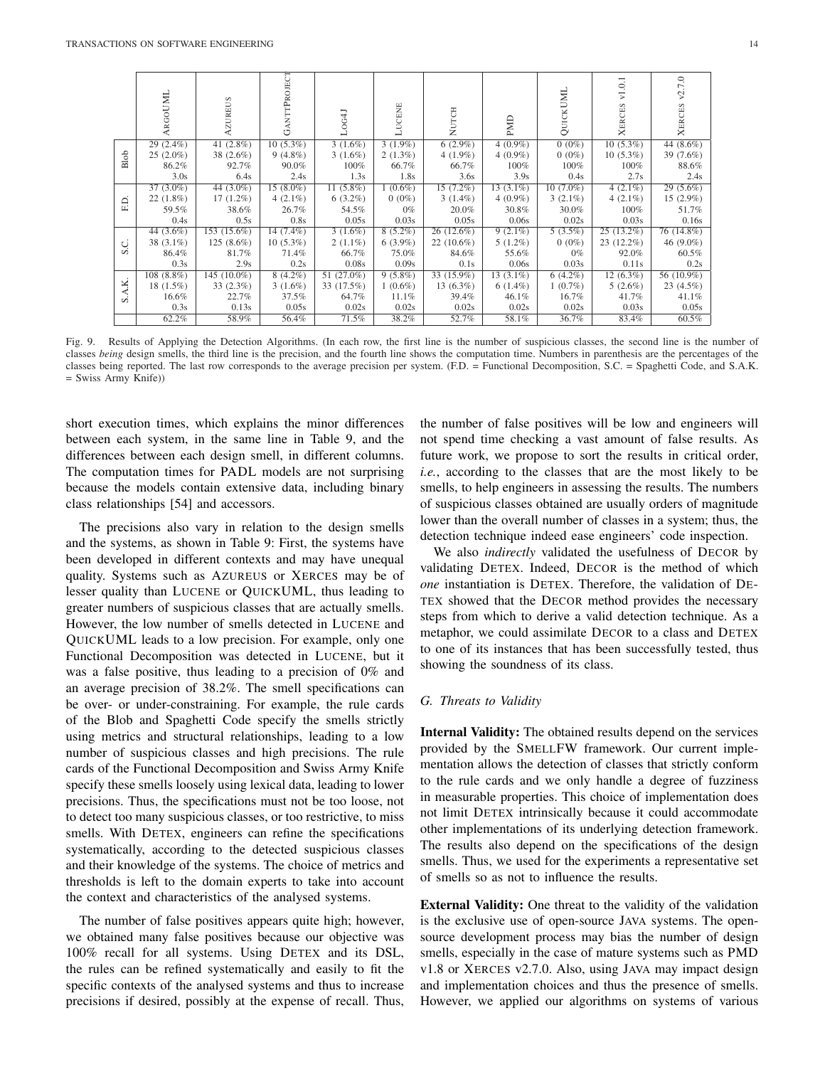| | | ArgoUML | Azureus | GanttProject | Log4J | Lucene | Nutch | PMD | QuickUML | Xerces v1.0.1 | Xerces v2.7.0 |
|---|---|---|---|---|---|---|---|---|---|---|---|
| Blob | | 29 (2.4%) | 41 (2.8%) | 10 (5.3%) | 3 (1.6%) | 3 (1.9%) | 6 (2.9%) | 4 (0.9%) | 0 (0%) | 10 (5.3%) | 44 (8.6%) |
| | | 25 (2.0%) | 38 (2.6%) | 9 (4.8%) | 3 (1.6%) | 2 (1.3%) | 4 (1.9%) | 4 (0.9%) | 0 (0%) | 10 (5.3%) | 39 (7.6%) |
| | | 86.2% | 92.7% | 90.0% | 100% | 66.7% | 66.7% | 100% | 100% | 100% | 88.6% |
| | | 3.0s | 6.4s | 2.4s | 1.3s | 1.8s | 3.6s | 3.9s | 0.4s | 2.7s | 2.4s |
| F.D. | | 37 (3.0%) | 44 (3.0%) | 15 (8.0%) | 11 (5.8%) | 1 (0.6%) | 15 (7.2%) | 13 (3.1%) | 10 (7.0%) | 4 (2.1%) | 29 (5.6%) |
| | | 22 (1.8%) | 17 (1.2%) | 4 (2.1%) | 6 (3.2%) | 0 (0%) | 3 (1.4%) | 4 (0.9%) | 3 (2.1%) | 4 (2.1%) | 15 (2.9%) |
| | | 59.5% | 38.6% | 26.7% | 54.5% | 0% | 20.0% | 30.8% | 30.0% | 100% | 51.7% |
| | | 0.4s | 0.5s | 0.8s | 0.05s | 0.03s | 0.05s | 0.06s | 0.02s | 0.03s | 0.16s |
| S.C. | | 44 (3.6%) | 153 (15.6%) | 14 (7.4%) | 3 (1.6%) | 8 (5.2%) | 26 (12.6%) | 9 (2.1%) | 5 (3.5%) | 25 (13.2%) | 76 (14.8%) |
| | | 38 (3.1%) | 125 (8.6%) | 10 (5.3%) | 2 (1.1%) | 6 (3.9%) | 22 (10.6%) | 5 (1.2%) | 0 (0%) | 23 (12.2%) | 46 (9.0%) |
| | | 86.4% | 81.7% | 71.4% | 66.7% | 75.0% | 84.6% | 55.6% | 0% | 92.0% | 60.5% |
| | | 0.3s | 2.9s | 0.2s | 0.08s | 0.09s | 0.1s | 0.06s | 0.03s | 0.11s | 0.2s |
| S.A.K. | | 108 (8.8%) | 145 (10.0%) | 8 (4.2%) | 51 (27.0%) | 9 (5.8%) | 33 (15.9%) | 13 (3.1%) | 6 (4.2%) | 12 (6.3%) | 56 (10.9%) |
| | | 18 (1.5%) | 33 (2.3%) | 3 (1.6%) | 33 (17.5%) | 1 (0.6%) | 13 (6.3%) | 6 (1.4%) | 1 (0.7%) | 5 (2.6%) | 23 (4.5%) |
| | | 16.6% | 22.7% | 37.5% | 64.7% | 11.1% | 39.4% | 46.1% | 16.7% | 41.7% | 41.1% |
| | | 0.3s | 0.13s | 0.05s | 0.02s | 0.02s | 0.02s | 0.02s | 0.02s | 0.03s | 0.05s |
| | | 62.2% | 58.9% | 56.4% | 71.5% | 38.2% | 52.7% | 58.1% | 36.7% | 83.4% | 60.5% |

Fig. 9. Results of Applying the Detection Algorithms. (In each row, the first line is the number of suspicious classes, the second line is the number of classes *being* design smells, the third line is the precision, and the fourth line shows the computation time. Numbers in parenthesis are the percentages of the classes being reported. The last row corresponds to the average precision per system. (F.D. = Functional Decomposition, S.C. = Spaghetti Code, and S.A.K. = Swiss Army Knife))

short execution times, which explains the minor differences between each system, in the same line in Table 9, and the differences between each design smell, in different columns. The computation times for PADL models are not surprising because the models contain extensive data, including binary class relationships [54] and accessors.

The precisions also vary in relation to the design smells and the systems, as shown in Table 9: First, the systems have been developed in different contexts and may have unequal quality. Systems such as Azureus or Xerces may be of lesser quality than Lucene or QuickUML, thus leading to greater numbers of suspicious classes that are actually smells. However, the low number of smells detected in Lucene and QuickUML leads to a low precision. For example, only one Functional Decomposition was detected in Lucene, but it was a false positive, thus leading to a precision of 0% and an average precision of 38.2%. The smell specifications can be over- or under-constraining. For example, the rule cards of the Blob and Spaghetti Code specify the smells strictly using metrics and structural relationships, leading to a low number of suspicious classes and high precisions. The rule cards of the Functional Decomposition and Swiss Army Knife specify these smells loosely using lexical data, leading to lower precisions. Thus, the specifications must not be too loose, not to detect too many suspicious classes, or too restrictive, to miss smells. With Detex, engineers can refine the specifications systematically, according to the detected suspicious classes and their knowledge of the systems. The choice of metrics and thresholds is left to the domain experts to take into account the context and characteristics of the analysed systems.

The number of false positives appears quite high; however, we obtained many false positives because our objective was 100% recall for all systems. Using Detex and its DSL, the rules can be refined systematically and easily to fit the specific contexts of the analysed systems and thus to increase precisions if desired, possibly at the expense of recall. Thus, the number of false positives will be low and engineers will not spend time checking a vast amount of false results. As future work, we propose to sort the results in critical order, *i.e.*, according to the classes that are the most likely to be smells, to help engineers in assessing the results. The numbers of suspicious classes obtained are usually orders of magnitude lower than the overall number of classes in a system; thus, the detection technique indeed ease engineers' code inspection.

We also *indirectly* validated the usefulness of Decor by validating Detex. Indeed, Decor is the method of which *one* instantiation is Detex. Therefore, the validation of Detex showed that the Decor method provides the necessary steps from which to derive a valid detection technique. As a metaphor, we could assimilate Decor to a class and Detex to one of its instances that has been successfully tested, thus showing the soundness of its class.

### G. Threats to Validity

**Internal Validity:** The obtained results depend on the services provided by the SmellFW framework. Our current implementation allows the detection of classes that strictly conform to the rule cards and we only handle a degree of fuzziness in measurable properties. This choice of implementation does not limit Detex intrinsically because it could accommodate other implementations of its underlying detection framework. The results also depend on the specifications of the design smells. Thus, we used for the experiments a representative set of smells so as not to influence the results.

**External Validity:** One threat to the validity of the validation is the exclusive use of open-source Java systems. The open-source development process may bias the number of design smells, especially in the case of mature systems such as PMD v1.8 or Xerces v2.7.0. Also, using Java may impact design and implementation choices and thus the presence of smells. However, we applied our algorithms on systems of various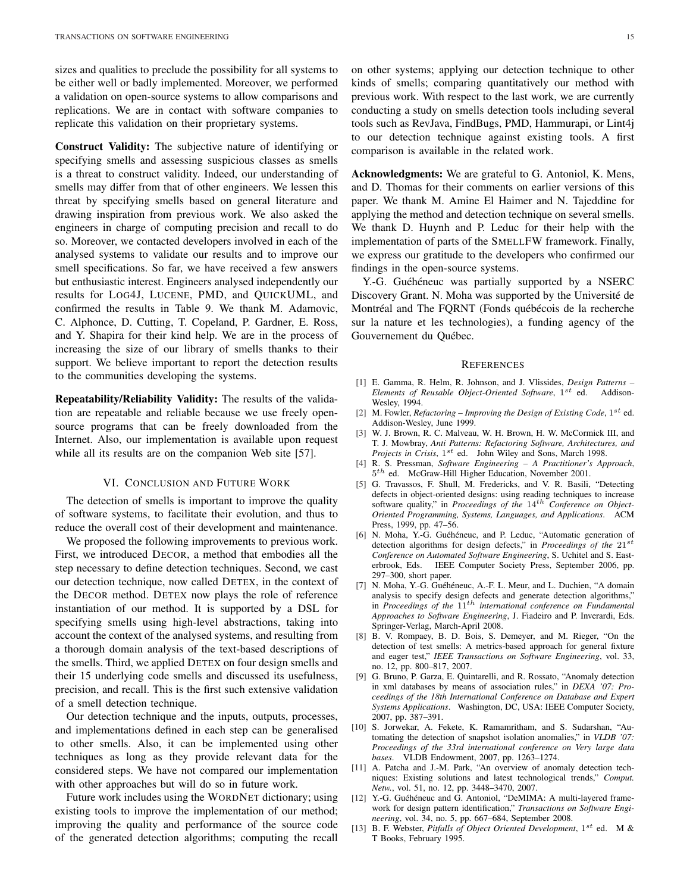sizes and qualities to preclude the possibility for all systems to be either well or badly implemented. Moreover, we performed a validation on open-source systems to allow comparisons and replications. We are in contact with software companies to replicate this validation on their proprietary systems.

**Construct Validity:** The subjective nature of identifying or specifying smells and assessing suspicious classes as smells is a threat to construct validity. Indeed, our understanding of smells may differ from that of other engineers. We lessen this threat by specifying smells based on general literature and drawing inspiration from previous work. We also asked the engineers in charge of computing precision and recall to do so. Moreover, we contacted developers involved in each of the analysed systems to validate our results and to improve our smell specifications. So far, we have received a few answers but enthusiastic interest. Engineers analysed independently our results for LOG4J, LUCENE, PMD, and QUICKUML, and confirmed the results in Table 9. We thank M. Adamovic, C. Alphonce, D. Cutting, T. Copeland, P. Gardner, E. Ross, and Y. Shapira for their kind help. We are in the process of increasing the size of our library of smells thanks to their support. We believe important to report the detection results to the communities developing the systems.

**Repeatability/Reliability Validity:** The results of the validation are repeatable and reliable because we use freely open-source programs that can be freely downloaded from the Internet. Also, our implementation is available upon request while all its results are on the companion Web site [57].

## VI. CONCLUSION AND FUTURE WORK

The detection of smells is important to improve the quality of software systems, to facilitate their evolution, and thus to reduce the overall cost of their development and maintenance.

We proposed the following improvements to previous work. First, we introduced DECOR, a method that embodies all the step necessary to define detection techniques. Second, we cast our detection technique, now called DETEX, in the context of the DECOR method. DETEX now plays the role of reference instantiation of our method. It is supported by a DSL for specifying smells using high-level abstractions, taking into account the context of the analysed systems, and resulting from a thorough domain analysis of the text-based descriptions of the smells. Third, we applied DETEX on four design smells and their 15 underlying code smells and discussed its usefulness, precision, and recall. This is the first such extensive validation of a smell detection technique.

Our detection technique and the inputs, outputs, processes, and implementations defined in each step can be generalised to other smells. Also, it can be implemented using other techniques as long as they provide relevant data for the considered steps. We have not compared our implementation with other approaches but will do so in future work.

Future work includes using the WORDNET dictionary; using existing tools to improve the implementation of our method; improving the quality and performance of the source code of the generated detection algorithms; computing the recall on other systems; applying our detection technique to other kinds of smells; comparing quantitatively our method with previous work. With respect to the last work, we are currently conducting a study on smells detection tools including several tools such as RevJava, FindBugs, PMD, Hammurapi, or Lint4j to our detection technique against existing tools. A first comparison is available in the related work.

**Acknowledgments:** We are grateful to G. Antoniol, K. Mens, and D. Thomas for their comments on earlier versions of this paper. We thank M. Amine El Haimer and N. Tajeddine for applying the method and detection technique on several smells. We thank D. Huynh and P. Leduc for their help with the implementation of parts of the SMELLFW framework. Finally, we express our gratitude to the developers who confirmed our findings in the open-source systems.

Y.-G. Guéhéneuc was partially supported by a NSERC Discovery Grant. N. Moha was supported by the Université de Montréal and The FQRNT (Fonds québécois de la recherche sur la nature et les technologies), a funding agency of the Gouvernement du Québec.

## REFERENCES

[1] E. Gamma, R. Helm, R. Johnson, and J. Vlissides, *Design Patterns – Elements of Reusable Object-Oriented Software*, $1^{st}$ ed. Addison-Wesley, 1994.

[2] M. Fowler, *Refactoring – Improving the Design of Existing Code*, $1^{st}$ ed. Addison-Wesley, June 1999.

[3] W. J. Brown, R. C. Malveau, W. H. Brown, H. W. McCormick III, and T. J. Mowbray, *Anti Patterns: Refactoring Software, Architectures, and Projects in Crisis*, $1^{st}$ ed. John Wiley and Sons, March 1998.

[4] R. S. Pressman, *Software Engineering – A Practitioner's Approach*, $5^{th}$ ed. McGraw-Hill Higher Education, November 2001.

[5] G. Travassos, F. Shull, M. Fredericks, and V. R. Basili, "Detecting defects in object-oriented designs: using reading techniques to increase software quality," in *Proceedings of the* $14^{th}$ *Conference on Object-Oriented Programming, Systems, Languages, and Applications*. ACM Press, 1999, pp. 47–56.

[6] N. Moha, Y.-G. Guéhéneuc, and P. Leduc, "Automatic generation of detection algorithms for design defects," in *Proceedings of the* $21^{st}$ *Conference on Automated Software Engineering*, S. Uchitel and S. Easterbrook, Eds. IEEE Computer Society Press, September 2006, pp. 297–300, short paper.

[7] N. Moha, Y.-G. Guéhéneuc, A.-F. L. Meur, and L. Duchien, "A domain analysis to specify design defects and generate detection algorithms," in *Proceedings of the* $11^{th}$ *international conference on Fundamental Approaches to Software Engineering*, J. Fiadeiro and P. Inverardi, Eds. Springer-Verlag, March-April 2008.

[8] B. V. Rompaey, B. D. Bois, S. Demeyer, and M. Rieger, "On the detection of test smells: A metrics-based approach for general fixture and eager test," *IEEE Transactions on Software Engineering*, vol. 33, no. 12, pp. 800–817, 2007.

[9] G. Bruno, P. Garza, E. Quintarelli, and R. Rossato, "Anomaly detection in xml databases by means of association rules," in *DEXA '07: Proceedings of the 18th International Conference on Database and Expert Systems Applications*. Washington, DC, USA: IEEE Computer Society, 2007, pp. 387–391.

[10] S. Jorwekar, A. Fekete, K. Ramamritham, and S. Sudarshan, "Automating the detection of snapshot isolation anomalies," in *VLDB '07: Proceedings of the 33rd international conference on Very large data bases*. VLDB Endowment, 2007, pp. 1263–1274.

[11] A. Patcha and J.-M. Park, "An overview of anomaly detection techniques: Existing solutions and latest technological trends," *Comput. Netw.*, vol. 51, no. 12, pp. 3448–3470, 2007.

[12] Y.-G. Guéhéneuc and G. Antoniol, "DeMIMA: A multi-layered framework for design pattern identification," *Transactions on Software Engineering*, vol. 34, no. 5, pp. 667–684, September 2008.

[13] B. F. Webster, *Pitfalls of Object Oriented Development*, $1^{st}$ ed. M & T Books, February 1995.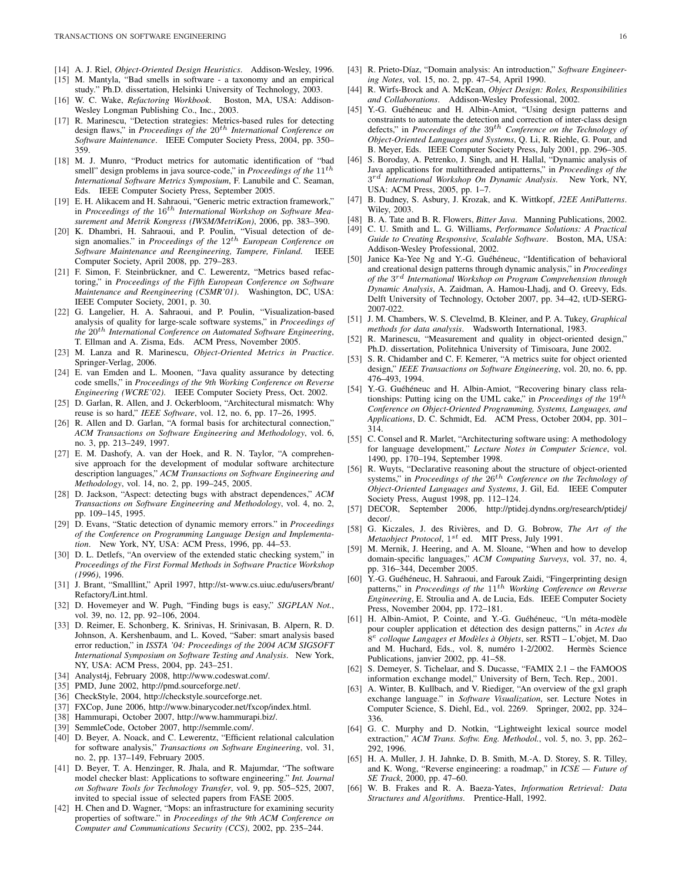[14] A. J. Riel, *Object-Oriented Design Heuristics*. Addison-Wesley, 1996.

[15] M. Mantyla, "Bad smells in software - a taxonomy and an empirical study." Ph.D. dissertation, Helsinki University of Technology, 2003.

[16] W. C. Wake, *Refactoring Workbook*. Boston, MA, USA: Addison-Wesley Longman Publishing Co., Inc., 2003.

[17] R. Marinescu, "Detection strategies: Metrics-based rules for detecting design flaws," in *Proceedings of the* $20^{th}$ *International Conference on Software Maintenance*. IEEE Computer Society Press, 2004, pp. 350–359.

[18] M. J. Munro, "Product metrics for automatic identification of "bad smell" design problems in java source-code," in *Proceedings of the* $11^{th}$ *International Software Metrics Symposium*, F. Lanubile and C. Seaman, Eds. IEEE Computer Society Press, September 2005.

[19] E. H. Alikacem and H. Sahraoui, "Generic metric extraction framework," in *Proceedings of the* $16^{th}$ *International Workshop on Software Measurement and Metrik Kongress (IWSM/MetriKon)*, 2006, pp. 383–390.

[20] K. Dhambri, H. Sahraoui, and P. Poulin, "Visual detection of design anomalies." in *Proceedings of the* $12^{th}$ *European Conference on Software Maintenance and Reengineering, Tampere, Finland.* IEEE Computer Society, April 2008, pp. 279–283.

[21] F. Simon, F. Steinbrückner, and C. Lewerentz, "Metrics based refactoring," in *Proceedings of the Fifth European Conference on Software Maintenance and Reengineering (CSMR'01)*. Washington, DC, USA: IEEE Computer Society, 2001, p. 30.

[22] G. Langelier, H. A. Sahraoui, and P. Poulin, "Visualization-based analysis of quality for large-scale software systems," in *Proceedings of the* $20^{th}$ *International Conference on Automated Software Engineering*, T. Ellman and A. Zisma, Eds. ACM Press, November 2005.

[23] M. Lanza and R. Marinescu, *Object-Oriented Metrics in Practice*. Springer-Verlag, 2006.

[24] E. van Emden and L. Moonen, "Java quality assurance by detecting code smells," in *Proceedings of the 9th Working Conference on Reverse Engineering (WCRE'02)*. IEEE Computer Society Press, Oct. 2002.

[25] D. Garlan, R. Allen, and J. Ockerbloom, "Architectural mismatch: Why reuse is so hard," *IEEE Software*, vol. 12, no. 6, pp. 17–26, 1995.

[26] R. Allen and D. Garlan, "A formal basis for architectural connection," *ACM Transactions on Software Engineering and Methodology*, vol. 6, no. 3, pp. 213–249, 1997.

[27] E. M. Dashofy, A. van der Hoek, and R. N. Taylor, "A comprehensive approach for the development of modular software architecture description languages," *ACM Transactions on Software Engineering and Methodology*, vol. 14, no. 2, pp. 199–245, 2005.

[28] D. Jackson, "Aspect: detecting bugs with abstract dependences," *ACM Transactions on Software Engineering and Methodology*, vol. 4, no. 2, pp. 109–145, 1995.

[29] D. Evans, "Static detection of dynamic memory errors." in *Proceedings of the Conference on Programming Language Design and Implementation*. New York, NY, USA: ACM Press, 1996, pp. 44–53.

[30] D. L. Detlefs, "An overview of the extended static checking system," in *Proceedings of the First Formal Methods in Software Practice Workshop (1996)*, 1996.

[31] J. Brant, "Smalllint," April 1997, http://st-www.cs.uiuc.edu/users/brant/Refactory/Lint.html.

[32] D. Hovemeyer and W. Pugh, "Finding bugs is easy," *SIGPLAN Not.*, vol. 39, no. 12, pp. 92–106, 2004.

[33] D. Reimer, E. Schonberg, K. Srinivas, H. Srinivasan, B. Alpern, R. D. Johnson, A. Kershenbaum, and L. Koved, "Saber: smart analysis based error reduction," in *ISSTA '04: Proceedings of the 2004 ACM SIGSOFT International Symposium on Software Testing and Analysis*. New York, NY, USA: ACM Press, 2004, pp. 243–251.

[34] Analyst4j, February 2008, http://www.codeswat.com/.

[35] PMD, June 2002, http://pmd.sourceforge.net/.

[36] CheckStyle, 2004, http://checkstyle.sourceforge.net.

[37] FXCop, June 2006, http://www.binarycoder.net/fxcop/index.html.

[38] Hammurapi, October 2007, http://www.hammurapi.biz/.

[39] SemmleCode, October 2007, http://semmle.com/.

[40] D. Beyer, A. Noack, and C. Lewerentz, "Efficient relational calculation for software analysis," *Transactions on Software Engineering*, vol. 31, no. 2, pp. 137–149, February 2005.

[41] D. Beyer, T. A. Henzinger, R. Jhala, and R. Majumdar, "The software model checker blast: Applications to software engineering." *Int. Journal on Software Tools for Technology Transfer*, vol. 9, pp. 505–525, 2007, invited to special issue of selected papers from FASE 2005.

[42] H. Chen and D. Wagner, "Mops: an infrastructure for examining security properties of software." in *Proceedings of the 9th ACM Conference on Computer and Communications Security (CCS)*, 2002, pp. 235–244.

[43] R. Prieto-Díaz, "Domain analysis: An introduction," *Software Engineering Notes*, vol. 15, no. 2, pp. 47–54, April 1990.

[44] R. Wirfs-Brock and A. McKean, *Object Design: Roles, Responsibilities and Collaborations*. Addison-Wesley Professional, 2002.

[45] Y.-G. Guéhéneuc and H. Albin-Amiot, "Using design patterns and constraints to automate the detection and correction of inter-class design defects," in *Proceedings of the* $39^{th}$ *Conference on the Technology of Object-Oriented Languages and Systems*, Q. Li, R. Riehle, G. Pour, and B. Meyer, Eds. IEEE Computer Society Press, July 2001, pp. 296–305.

[46] S. Boroday, A. Petrenko, J. Singh, and H. Hallal, "Dynamic analysis of Java applications for multithreaded antipatterns," in *Proceedings of the* $3^{rd}$ *International Workshop On Dynamic Analysis*. New York, NY, USA: ACM Press, 2005, pp. 1–7.

[47] B. Dudney, S. Asbury, J. Krozak, and K. Wittkopf, *J2EE AntiPatterns*. Wiley, 2003.

[48] B. A. Tate and B. R. Flowers, *Bitter Java*. Manning Publications, 2002.

[49] C. U. Smith and L. G. Williams, *Performance Solutions: A Practical Guide to Creating Responsive, Scalable Software*. Boston, MA, USA: Addison-Wesley Professional, 2002.

[50] Janice Ka-Yee Ng and Y.-G. Guéhéneuc, "Identification of behavioral and creational design patterns through dynamic analysis," in *Proceedings of the* $3^{rd}$ *International Workshop on Program Comprehension through Dynamic Analysis*, A. Zaidman, A. Hamou-Lhadj, and O. Greevy, Eds. Delft University of Technology, October 2007, pp. 34–42, tUD-SERG-2007-022.

[51] J. M. Chambers, W. S. Clevelmd, B. Kleiner, and P. A. Tukey, *Graphical methods for data analysis*. Wadsworth International, 1983.

[52] R. Marinescu, "Measurement and quality in object-oriented design," Ph.D. dissertation, Politehnica University of Timisoara, June 2002.

[53] S. R. Chidamber and C. F. Kemerer, "A metrics suite for object oriented design," *IEEE Transactions on Software Engineering*, vol. 20, no. 6, pp. 476–493, 1994.

[54] Y.-G. Guéhéneuc and H. Albin-Amiot, "Recovering binary class relationships: Putting icing on the UML cake," in *Proceedings of the* $19^{th}$ *Conference on Object-Oriented Programming, Systems, Languages, and Applications*, D. C. Schmidt, Ed. ACM Press, October 2004, pp. 301–314.

[55] C. Consel and R. Marlet, "Architecturing software using: A methodology for language development," *Lecture Notes in Computer Science*, vol. 1490, pp. 170–194, September 1998.

[56] R. Wuyts, "Declarative reasoning about the structure of object-oriented systems," in *Proceedings of the* $26^{th}$ *Conference on the Technology of Object-Oriented Languages and Systems*, J. Gil, Ed. IEEE Computer Society Press, August 1998, pp. 112–124.

[57] DECOR, September 2006, http://ptidej.dyndns.org/research/ptidej/decor/.

[58] G. Kiczales, J. des Rivières, and D. G. Bobrow, *The Art of the Metaobject Protocol*, $1^{st}$ ed. MIT Press, July 1991.

[59] M. Mernik, J. Heering, and A. M. Sloane, "When and how to develop domain-specific languages," *ACM Computing Surveys*, vol. 37, no. 4, pp. 316–344, December 2005.

[60] Y.-G. Guéhéneuc, H. Sahraoui, and Farouk Zaidi, "Fingerprinting design patterns," in *Proceedings of the* $11^{th}$ *Working Conference on Reverse Engineering*, E. Stroulia and A. de Lucia, Eds. IEEE Computer Society Press, November 2004, pp. 172–181.

[61] H. Albin-Amiot, P. Cointe, and Y.-G. Guéhéneuc, "Un méta-modèle pour coupler application et détection des design patterns," in *Actes du* $8^{e}$ *colloque Langages et Modèles à Objets*, ser. RSTI – L'objet, M. Dao and M. Huchard, Eds., vol. 8, numéro 1-2/2002. Hermès Science Publications, janvier 2002, pp. 41–58.

[62] S. Demeyer, S. Tichelaar, and S. Ducasse, "FAMIX 2.1 – the FAMOOS information exchange model," University of Bern, Tech. Rep., 2001.

[63] A. Winter, B. Kullbach, and V. Riediger, "An overview of the gxl graph exchange language." in *Software Visualization*, ser. Lecture Notes in Computer Science, S. Diehl, Ed., vol. 2269. Springer, 2002, pp. 324–336.

[64] G. C. Murphy and D. Notkin, "Lightweight lexical source model extraction," *ACM Trans. Softw. Eng. Methodol.*, vol. 5, no. 3, pp. 262–292, 1996.

[65] H. A. Muller, J. H. Jahnke, D. B. Smith, M.-A. D. Storey, S. R. Tilley, and K. Wong, "Reverse engineering: a roadmap," in *ICSE — Future of SE Track*, 2000, pp. 47–60.

[66] W. B. Frakes and R. A. Baeza-Yates, *Information Retrieval: Data Structures and Algorithms*. Prentice-Hall, 1992.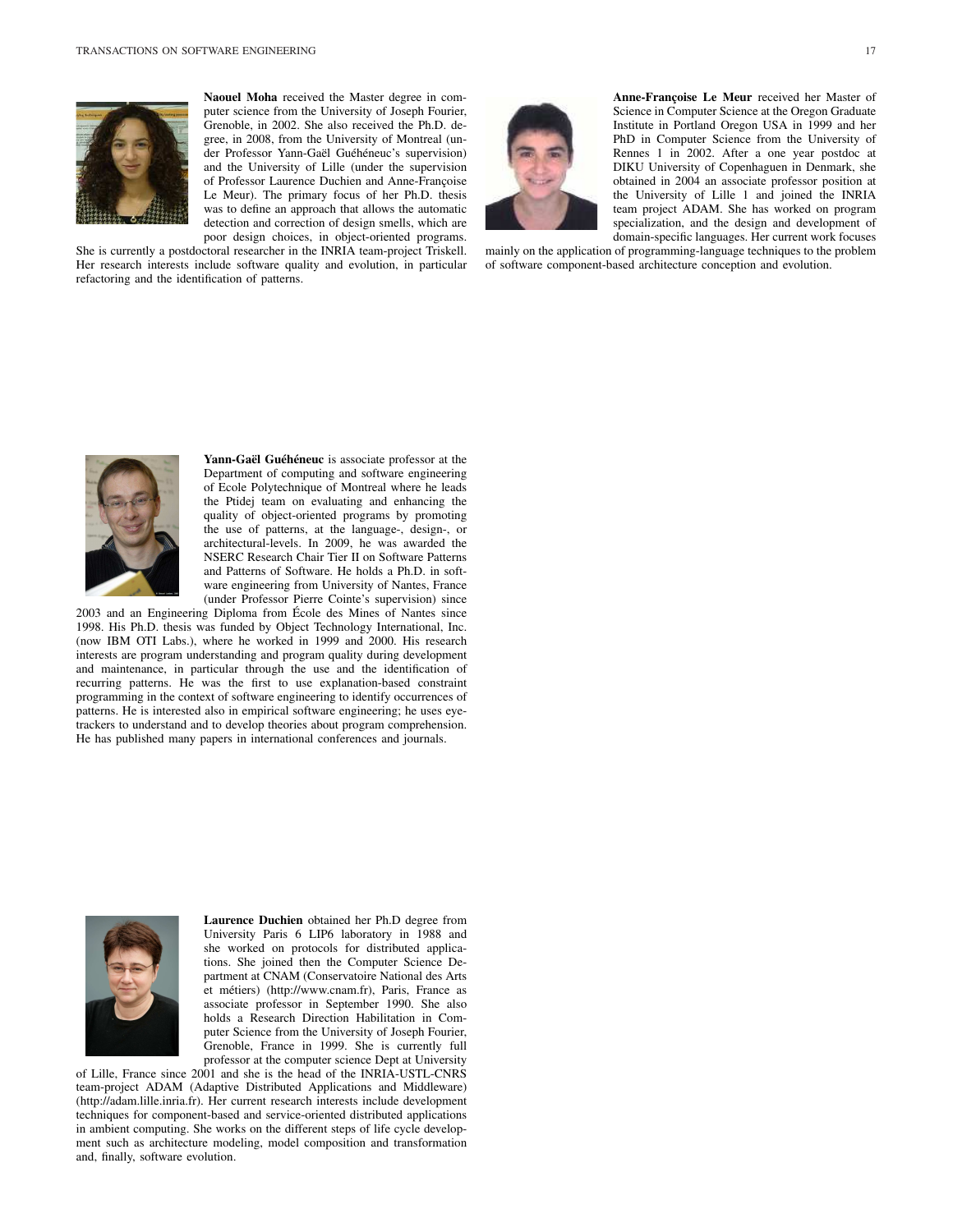**Naouel Moha** received the Master degree in computer science from the University of Joseph Fourier, Grenoble, in 2002. She also received the Ph.D. degree, in 2008, from the University of Montreal (under Professor Yann-Gaël Guéhéneuc's supervision) and the University of Lille (under the supervision of Professor Laurence Duchien and Anne-Françoise Le Meur). The primary focus of her Ph.D. thesis was to define an approach that allows the automatic detection and correction of design smells, which are poor design choices, in object-oriented programs. She is currently a postdoctoral researcher in the INRIA team-project Triskell. Her research interests include software quality and evolution, in particular refactoring and the identification of patterns.

**Yann-Gaël Guéhéneuc** is associate professor at the Department of computing and software engineering of Ecole Polytechnique of Montreal where he leads the Ptidej team on evaluating and enhancing the quality of object-oriented programs by promoting the use of patterns, at the language-, design-, or architectural-levels. In 2009, he was awarded the NSERC Research Chair Tier II on Software Patterns and Patterns of Software. He holds a Ph.D. in software engineering from University of Nantes, France (under Professor Pierre Cointe's supervision) since 2003 and an Engineering Diploma from École des Mines of Nantes since 1998. His Ph.D. thesis was funded by Object Technology International, Inc. (now IBM OTI Labs.), where he worked in 1999 and 2000. His research interests are program understanding and program quality during development and maintenance, in particular through the use and the identification of recurring patterns. He was the first to use explanation-based constraint programming in the context of software engineering to identify occurrences of patterns. He is interested also in empirical software engineering; he uses eye-trackers to understand and to develop theories about program comprehension. He has published many papers in international conferences and journals.

**Laurence Duchien** obtained her Ph.D degree from University Paris 6 LIP6 laboratory in 1988 and she worked on protocols for distributed applications. She joined then the Computer Science Department at CNAM (Conservatoire National des Arts et métiers) (http://www.cnam.fr), Paris, France as associate professor in September 1990. She also holds a Research Direction Habilitation in Computer Science from the University of Joseph Fourier, Grenoble, France in 1999. She is currently full professor at the computer science Dept at University of Lille, France since 2001 and she is the head of the INRIA-USTL-CNRS team-project ADAM (Adaptive Distributed Applications and Middleware) (http://adam.lille.inria.fr). Her current research interests include development techniques for component-based and service-oriented distributed applications in ambient computing. She works on the different steps of life cycle development such as architecture modeling, model composition and transformation and, finally, software evolution.

**Anne-Françoise Le Meur** received her Master of Science in Computer Science at the Oregon Graduate Institute in Portland Oregon USA in 1999 and her PhD in Computer Science from the University of Rennes 1 in 2002. After a one year postdoc at DIKU University of Copenhaguen in Denmark, she obtained in 2004 an associate professor position at the University of Lille 1 and joined the INRIA team project ADAM. She has worked on program specialization, and the design and development of domain-specific languages. Her current work focuses mainly on the application of programming-language techniques to the problem of software component-based architecture conception and evolution.